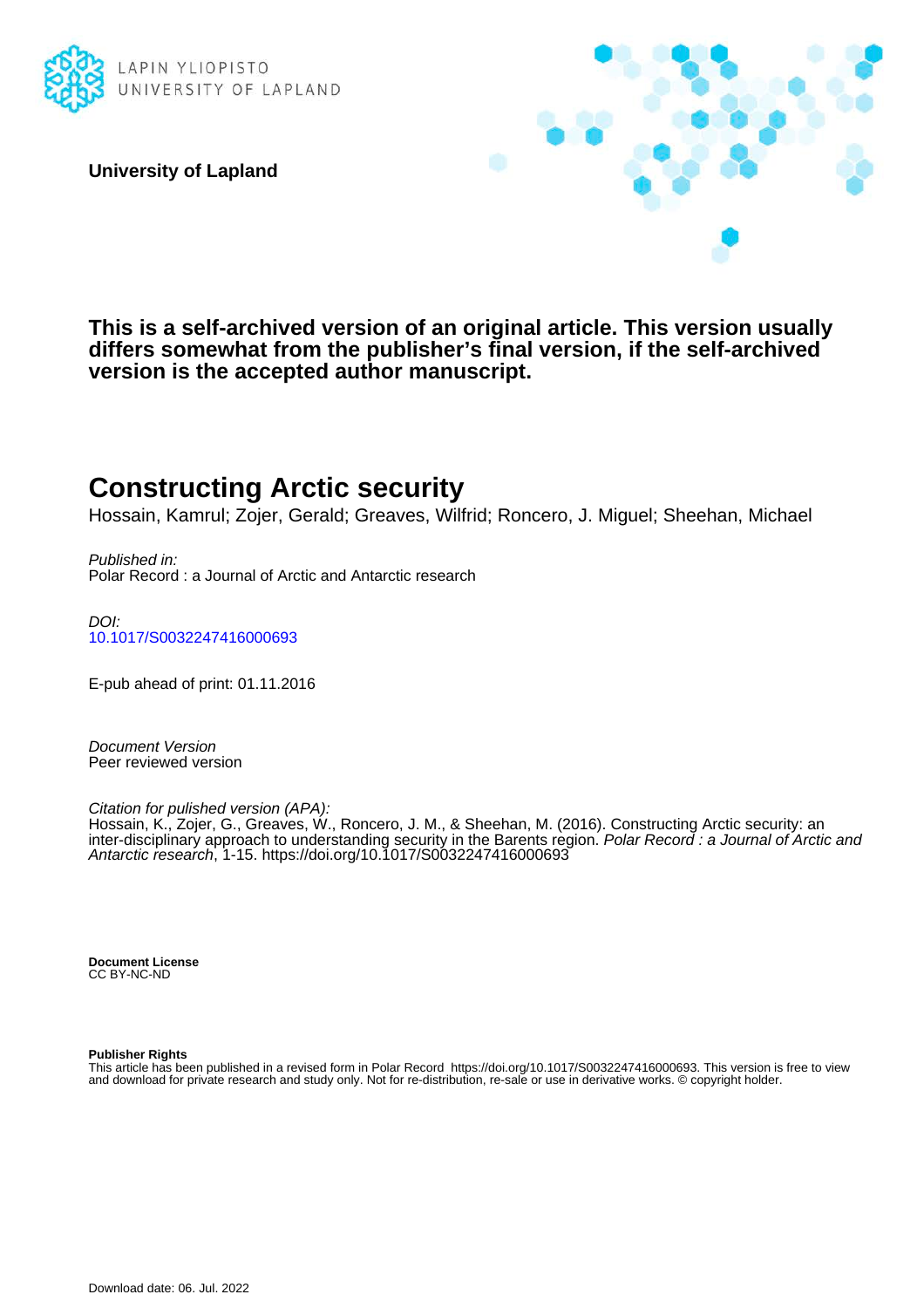LAPIN YLIOPISTO
UNIVERSITY OF LAPLAND

**University of Lapland**

**This is a self-archived version of an original article. This version usually differs somewhat from the publisher's final version, if the self-archived version is the accepted author manuscript.**

# Constructing Arctic security

Hossain, Kamrul; Zojer, Gerald; Greaves, Wilfrid; Roncero, J. Miguel; Sheehan, Michael

*Published in:*
Polar Record : a Journal of Arctic and Antarctic research

*DOI:*
10.1017/S0032247416000693

E-pub ahead of print: 01.11.2016

*Document Version*
Peer reviewed version

*Citation for pulished version (APA):*
Hossain, K., Zojer, G., Greaves, W., Roncero, J. M., & Sheehan, M. (2016). Constructing Arctic security: an inter-disciplinary approach to understanding security in the Barents region. *Polar Record : a Journal of Arctic and Antarctic research*, 1-15. https://doi.org/10.1017/S0032247416000693

**Document License**
CC BY-NC-ND

**Publisher Rights**
This article has been published in a revised form in Polar Record https://doi.org/10.1017/S0032247416000693. This version is free to view and download for private research and study only. Not for re-distribution, re-sale or use in derivative works. © copyright holder.

Download date: 06. Jul. 2022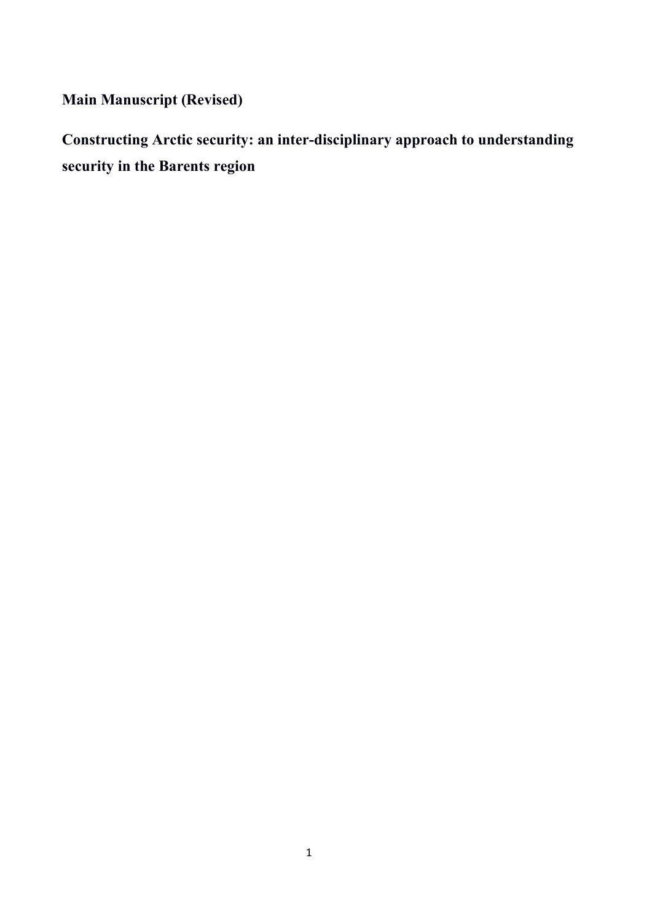**Main Manuscript (Revised)**

**Constructing Arctic security: an inter-disciplinary approach to understanding security in the Barents region**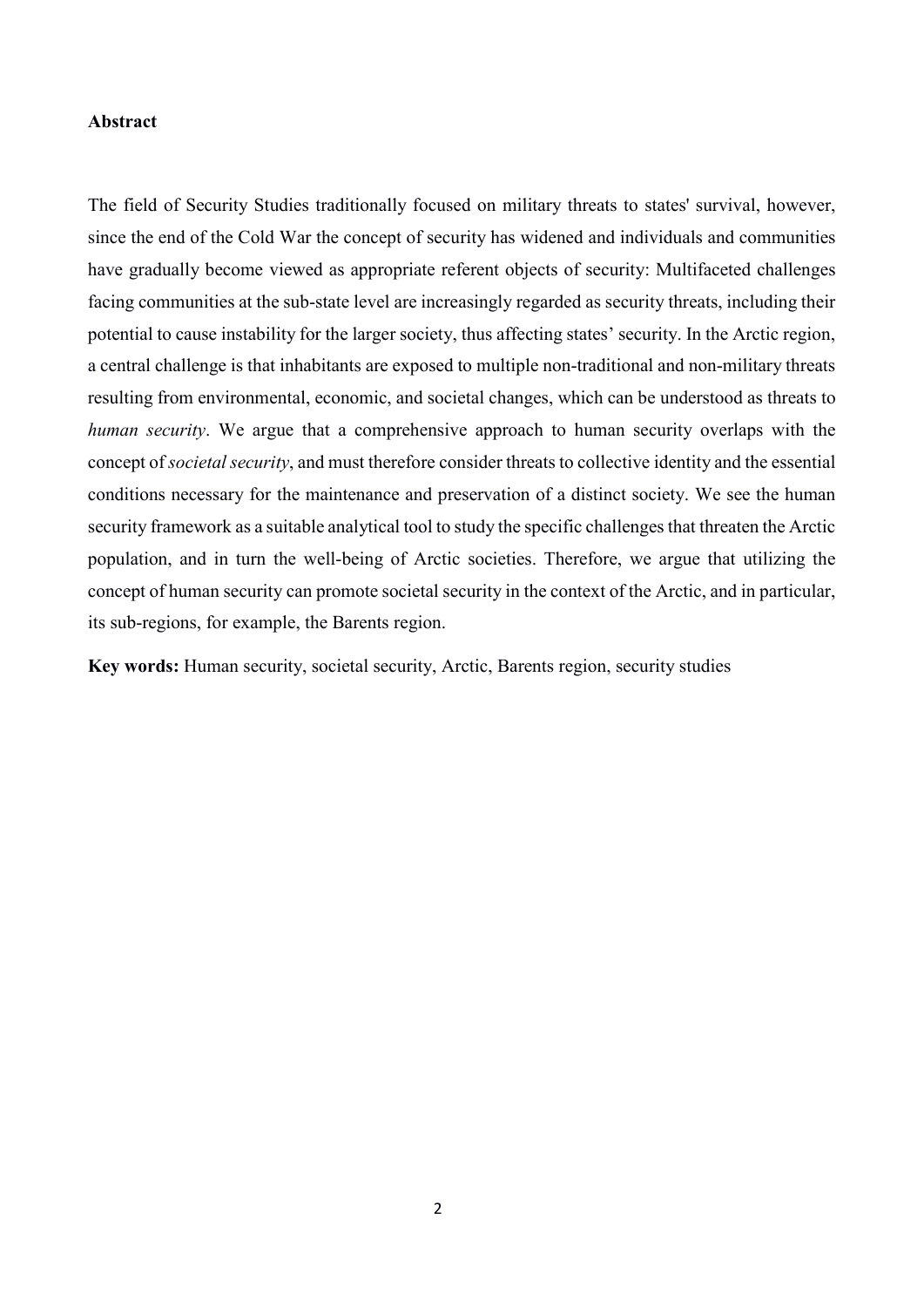**Abstract**

The field of Security Studies traditionally focused on military threats to states' survival, however, since the end of the Cold War the concept of security has widened and individuals and communities have gradually become viewed as appropriate referent objects of security: Multifaceted challenges facing communities at the sub-state level are increasingly regarded as security threats, including their potential to cause instability for the larger society, thus affecting states' security. In the Arctic region, a central challenge is that inhabitants are exposed to multiple non-traditional and non-military threats resulting from environmental, economic, and societal changes, which can be understood as threats to *human security*. We argue that a comprehensive approach to human security overlaps with the concept of *societal security*, and must therefore consider threats to collective identity and the essential conditions necessary for the maintenance and preservation of a distinct society. We see the human security framework as a suitable analytical tool to study the specific challenges that threaten the Arctic population, and in turn the well-being of Arctic societies. Therefore, we argue that utilizing the concept of human security can promote societal security in the context of the Arctic, and in particular, its sub-regions, for example, the Barents region.

**Key words:** Human security, societal security, Arctic, Barents region, security studies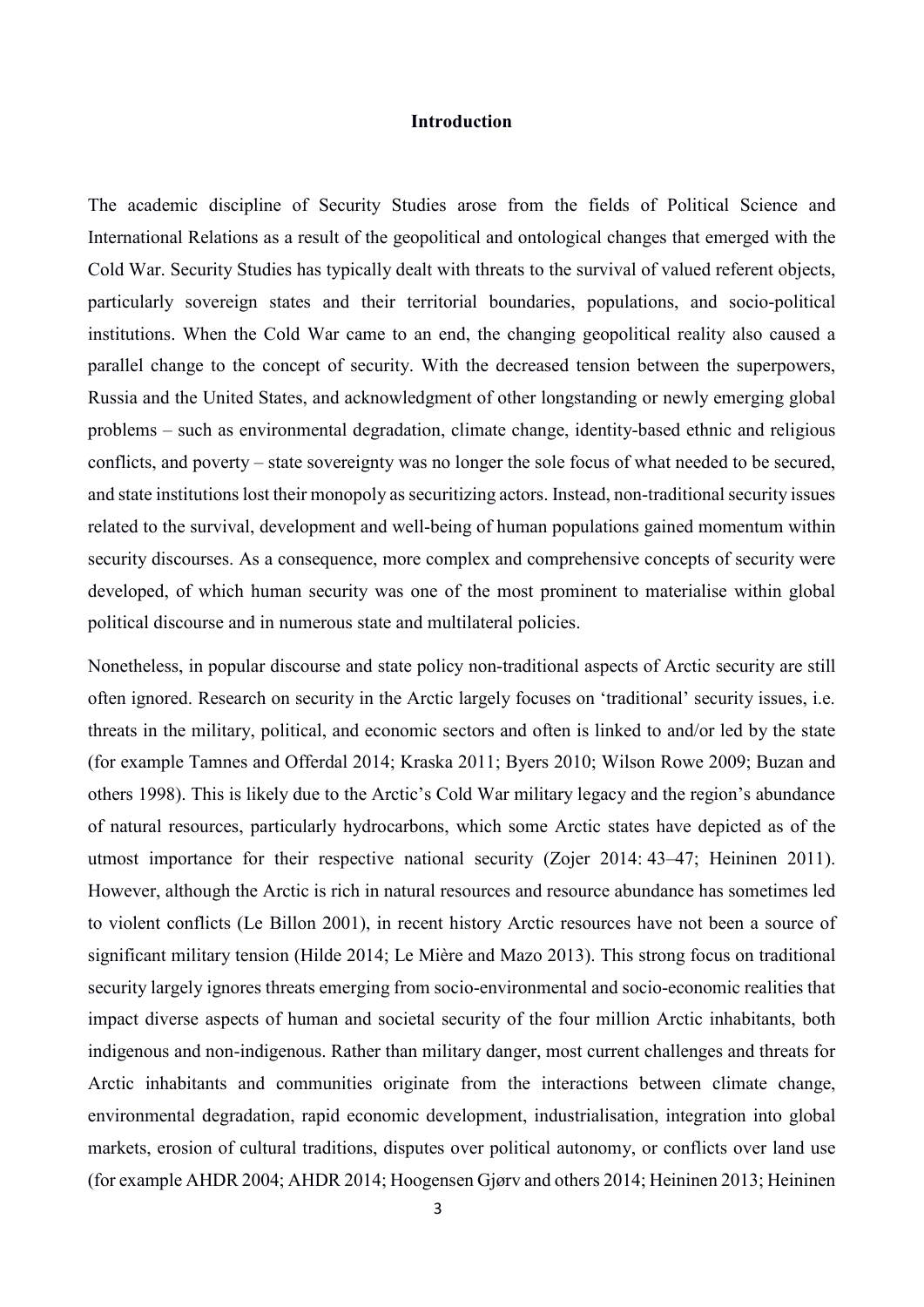# Introduction

The academic discipline of Security Studies arose from the fields of Political Science and International Relations as a result of the geopolitical and ontological changes that emerged with the Cold War. Security Studies has typically dealt with threats to the survival of valued referent objects, particularly sovereign states and their territorial boundaries, populations, and socio-political institutions. When the Cold War came to an end, the changing geopolitical reality also caused a parallel change to the concept of security. With the decreased tension between the superpowers, Russia and the United States, and acknowledgment of other longstanding or newly emerging global problems – such as environmental degradation, climate change, identity-based ethnic and religious conflicts, and poverty – state sovereignty was no longer the sole focus of what needed to be secured, and state institutions lost their monopoly as securitizing actors. Instead, non-traditional security issues related to the survival, development and well-being of human populations gained momentum within security discourses. As a consequence, more complex and comprehensive concepts of security were developed, of which human security was one of the most prominent to materialise within global political discourse and in numerous state and multilateral policies.

Nonetheless, in popular discourse and state policy non-traditional aspects of Arctic security are still often ignored. Research on security in the Arctic largely focuses on 'traditional' security issues, i.e. threats in the military, political, and economic sectors and often is linked to and/or led by the state (for example Tamnes and Offerdal 2014; Kraska 2011; Byers 2010; Wilson Rowe 2009; Buzan and others 1998). This is likely due to the Arctic's Cold War military legacy and the region's abundance of natural resources, particularly hydrocarbons, which some Arctic states have depicted as of the utmost importance for their respective national security (Zojer 2014: 43–47; Heininen 2011). However, although the Arctic is rich in natural resources and resource abundance has sometimes led to violent conflicts (Le Billon 2001), in recent history Arctic resources have not been a source of significant military tension (Hilde 2014; Le Mière and Mazo 2013). This strong focus on traditional security largely ignores threats emerging from socio-environmental and socio-economic realities that impact diverse aspects of human and societal security of the four million Arctic inhabitants, both indigenous and non-indigenous. Rather than military danger, most current challenges and threats for Arctic inhabitants and communities originate from the interactions between climate change, environmental degradation, rapid economic development, industrialisation, integration into global markets, erosion of cultural traditions, disputes over political autonomy, or conflicts over land use (for example AHDR 2004; AHDR 2014; Hoogensen Gjørv and others 2014; Heininen 2013; Heininen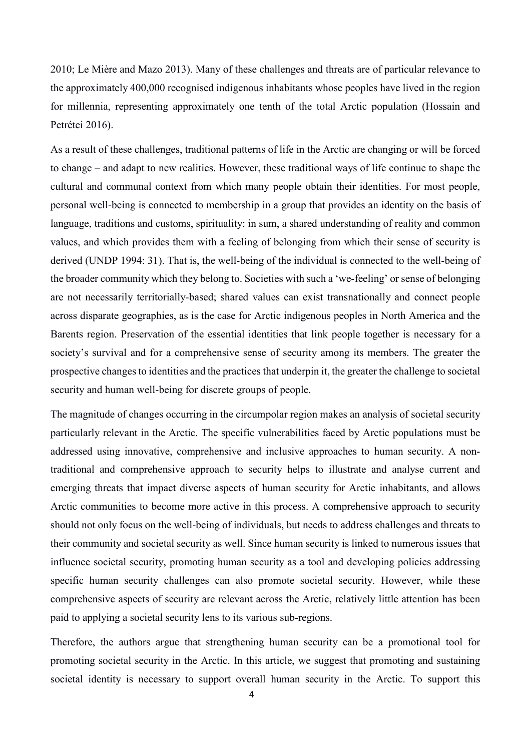2010; Le Mière and Mazo 2013). Many of these challenges and threats are of particular relevance to the approximately 400,000 recognised indigenous inhabitants whose peoples have lived in the region for millennia, representing approximately one tenth of the total Arctic population (Hossain and Petrétei 2016).

As a result of these challenges, traditional patterns of life in the Arctic are changing or will be forced to change – and adapt to new realities. However, these traditional ways of life continue to shape the cultural and communal context from which many people obtain their identities. For most people, personal well-being is connected to membership in a group that provides an identity on the basis of language, traditions and customs, spirituality: in sum, a shared understanding of reality and common values, and which provides them with a feeling of belonging from which their sense of security is derived (UNDP 1994: 31). That is, the well-being of the individual is connected to the well-being of the broader community which they belong to. Societies with such a 'we-feeling' or sense of belonging are not necessarily territorially-based; shared values can exist transnationally and connect people across disparate geographies, as is the case for Arctic indigenous peoples in North America and the Barents region. Preservation of the essential identities that link people together is necessary for a society's survival and for a comprehensive sense of security among its members. The greater the prospective changes to identities and the practices that underpin it, the greater the challenge to societal security and human well-being for discrete groups of people.

The magnitude of changes occurring in the circumpolar region makes an analysis of societal security particularly relevant in the Arctic. The specific vulnerabilities faced by Arctic populations must be addressed using innovative, comprehensive and inclusive approaches to human security. A non-traditional and comprehensive approach to security helps to illustrate and analyse current and emerging threats that impact diverse aspects of human security for Arctic inhabitants, and allows Arctic communities to become more active in this process. A comprehensive approach to security should not only focus on the well-being of individuals, but needs to address challenges and threats to their community and societal security as well. Since human security is linked to numerous issues that influence societal security, promoting human security as a tool and developing policies addressing specific human security challenges can also promote societal security. However, while these comprehensive aspects of security are relevant across the Arctic, relatively little attention has been paid to applying a societal security lens to its various sub-regions.

Therefore, the authors argue that strengthening human security can be a promotional tool for promoting societal security in the Arctic. In this article, we suggest that promoting and sustaining societal identity is necessary to support overall human security in the Arctic. To support this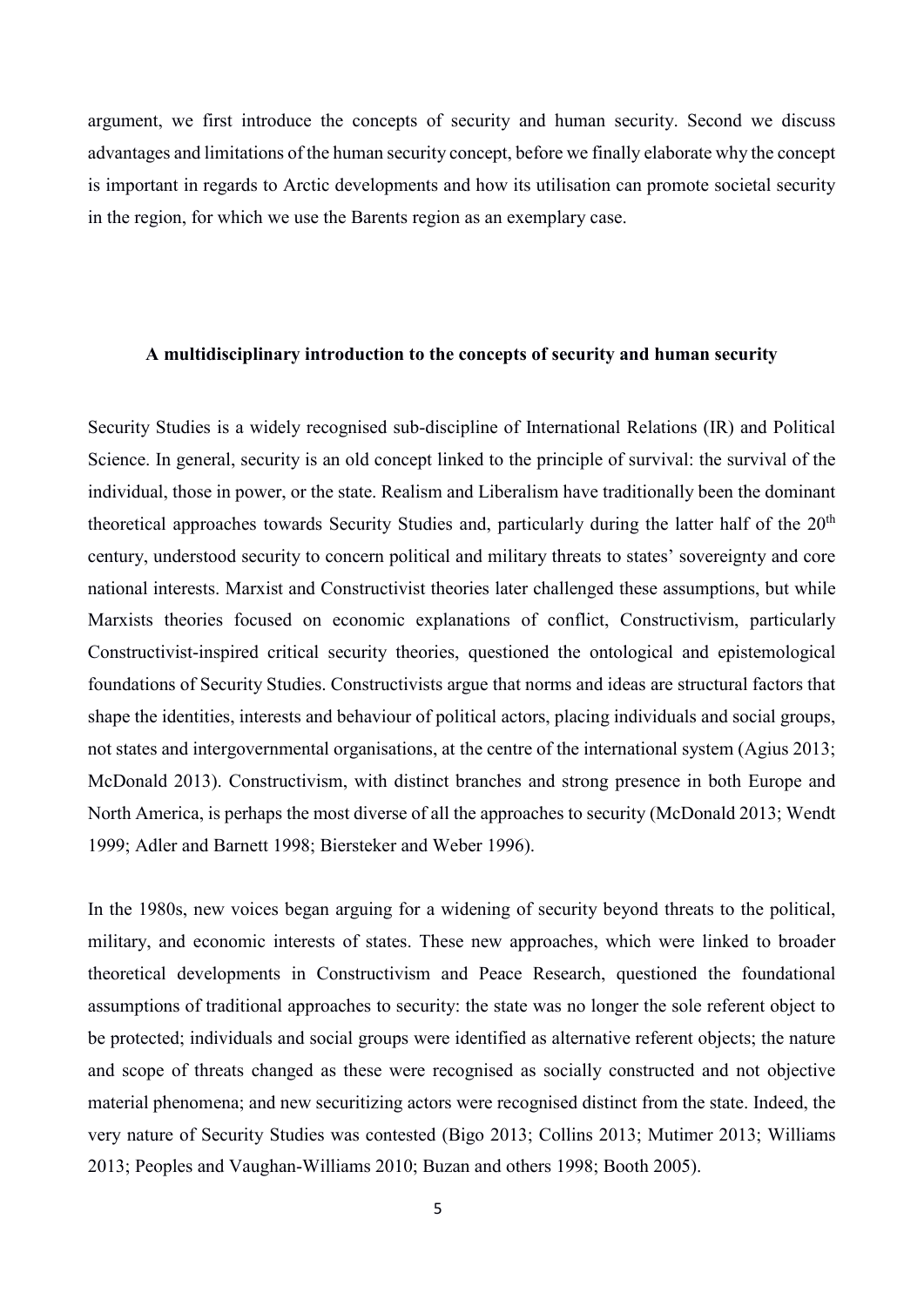argument, we first introduce the concepts of security and human security. Second we discuss advantages and limitations of the human security concept, before we finally elaborate why the concept is important in regards to Arctic developments and how its utilisation can promote societal security in the region, for which we use the Barents region as an exemplary case.

## A multidisciplinary introduction to the concepts of security and human security

Security Studies is a widely recognised sub-discipline of International Relations (IR) and Political Science. In general, security is an old concept linked to the principle of survival: the survival of the individual, those in power, or the state. Realism and Liberalism have traditionally been the dominant theoretical approaches towards Security Studies and, particularly during the latter half of the 20th century, understood security to concern political and military threats to states' sovereignty and core national interests. Marxist and Constructivist theories later challenged these assumptions, but while Marxists theories focused on economic explanations of conflict, Constructivism, particularly Constructivist-inspired critical security theories, questioned the ontological and epistemological foundations of Security Studies. Constructivists argue that norms and ideas are structural factors that shape the identities, interests and behaviour of political actors, placing individuals and social groups, not states and intergovernmental organisations, at the centre of the international system (Agius 2013; McDonald 2013). Constructivism, with distinct branches and strong presence in both Europe and North America, is perhaps the most diverse of all the approaches to security (McDonald 2013; Wendt 1999; Adler and Barnett 1998; Biersteker and Weber 1996).

In the 1980s, new voices began arguing for a widening of security beyond threats to the political, military, and economic interests of states. These new approaches, which were linked to broader theoretical developments in Constructivism and Peace Research, questioned the foundational assumptions of traditional approaches to security: the state was no longer the sole referent object to be protected; individuals and social groups were identified as alternative referent objects; the nature and scope of threats changed as these were recognised as socially constructed and not objective material phenomena; and new securitizing actors were recognised distinct from the state. Indeed, the very nature of Security Studies was contested (Bigo 2013; Collins 2013; Mutimer 2013; Williams 2013; Peoples and Vaughan-Williams 2010; Buzan and others 1998; Booth 2005).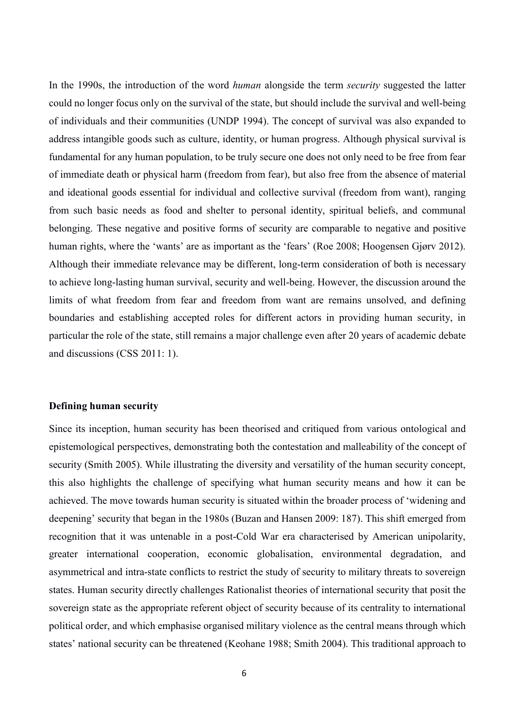In the 1990s, the introduction of the word *human* alongside the term *security* suggested the latter could no longer focus only on the survival of the state, but should include the survival and well-being of individuals and their communities (UNDP 1994). The concept of survival was also expanded to address intangible goods such as culture, identity, or human progress. Although physical survival is fundamental for any human population, to be truly secure one does not only need to be free from fear of immediate death or physical harm (freedom from fear), but also free from the absence of material and ideational goods essential for individual and collective survival (freedom from want), ranging from such basic needs as food and shelter to personal identity, spiritual beliefs, and communal belonging. These negative and positive forms of security are comparable to negative and positive human rights, where the 'wants' are as important as the 'fears' (Roe 2008; Hoogensen Gjørv 2012). Although their immediate relevance may be different, long-term consideration of both is necessary to achieve long-lasting human survival, security and well-being. However, the discussion around the limits of what freedom from fear and freedom from want are remains unsolved, and defining boundaries and establishing accepted roles for different actors in providing human security, in particular the role of the state, still remains a major challenge even after 20 years of academic debate and discussions (CSS 2011: 1).

**Defining human security**

Since its inception, human security has been theorised and critiqued from various ontological and epistemological perspectives, demonstrating both the contestation and malleability of the concept of security (Smith 2005). While illustrating the diversity and versatility of the human security concept, this also highlights the challenge of specifying what human security means and how it can be achieved. The move towards human security is situated within the broader process of 'widening and deepening' security that began in the 1980s (Buzan and Hansen 2009: 187). This shift emerged from recognition that it was untenable in a post-Cold War era characterised by American unipolarity, greater international cooperation, economic globalisation, environmental degradation, and asymmetrical and intra-state conflicts to restrict the study of security to military threats to sovereign states. Human security directly challenges Rationalist theories of international security that posit the sovereign state as the appropriate referent object of security because of its centrality to international political order, and which emphasise organised military violence as the central means through which states' national security can be threatened (Keohane 1988; Smith 2004). This traditional approach to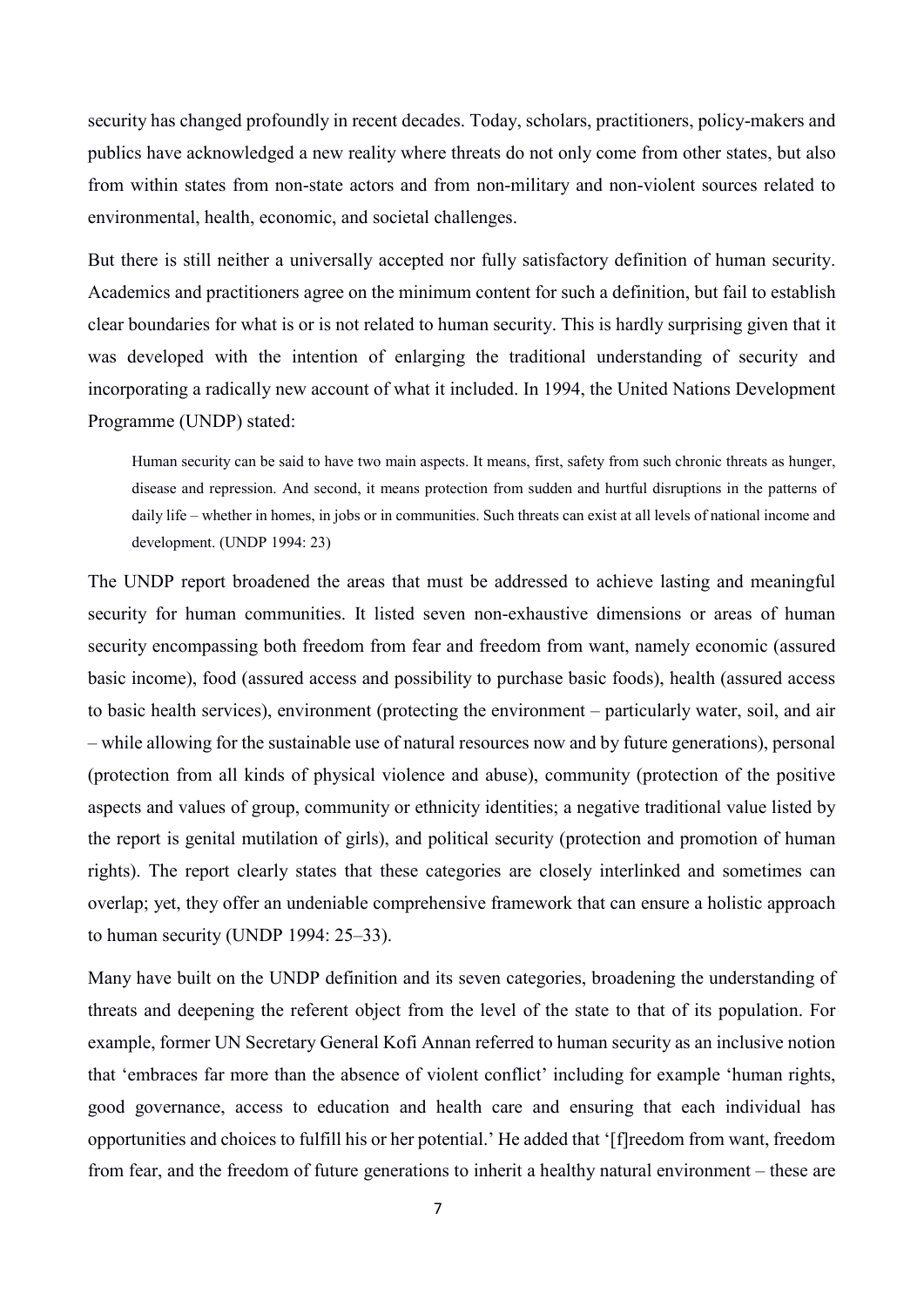security has changed profoundly in recent decades. Today, scholars, practitioners, policy-makers and publics have acknowledged a new reality where threats do not only come from other states, but also from within states from non-state actors and from non-military and non-violent sources related to environmental, health, economic, and societal challenges.

But there is still neither a universally accepted nor fully satisfactory definition of human security. Academics and practitioners agree on the minimum content for such a definition, but fail to establish clear boundaries for what is or is not related to human security. This is hardly surprising given that it was developed with the intention of enlarging the traditional understanding of security and incorporating a radically new account of what it included. In 1994, the United Nations Development Programme (UNDP) stated:

> Human security can be said to have two main aspects. It means, first, safety from such chronic threats as hunger, disease and repression. And second, it means protection from sudden and hurtful disruptions in the patterns of daily life – whether in homes, in jobs or in communities. Such threats can exist at all levels of national income and development. (UNDP 1994: 23)

The UNDP report broadened the areas that must be addressed to achieve lasting and meaningful security for human communities. It listed seven non-exhaustive dimensions or areas of human security encompassing both freedom from fear and freedom from want, namely economic (assured basic income), food (assured access and possibility to purchase basic foods), health (assured access to basic health services), environment (protecting the environment – particularly water, soil, and air – while allowing for the sustainable use of natural resources now and by future generations), personal (protection from all kinds of physical violence and abuse), community (protection of the positive aspects and values of group, community or ethnicity identities; a negative traditional value listed by the report is genital mutilation of girls), and political security (protection and promotion of human rights). The report clearly states that these categories are closely interlinked and sometimes can overlap; yet, they offer an undeniable comprehensive framework that can ensure a holistic approach to human security (UNDP 1994: 25–33).

Many have built on the UNDP definition and its seven categories, broadening the understanding of threats and deepening the referent object from the level of the state to that of its population. For example, former UN Secretary General Kofi Annan referred to human security as an inclusive notion that 'embraces far more than the absence of violent conflict' including for example 'human rights, good governance, access to education and health care and ensuring that each individual has opportunities and choices to fulfill his or her potential.' He added that '[f]reedom from want, freedom from fear, and the freedom of future generations to inherit a healthy natural environment – these are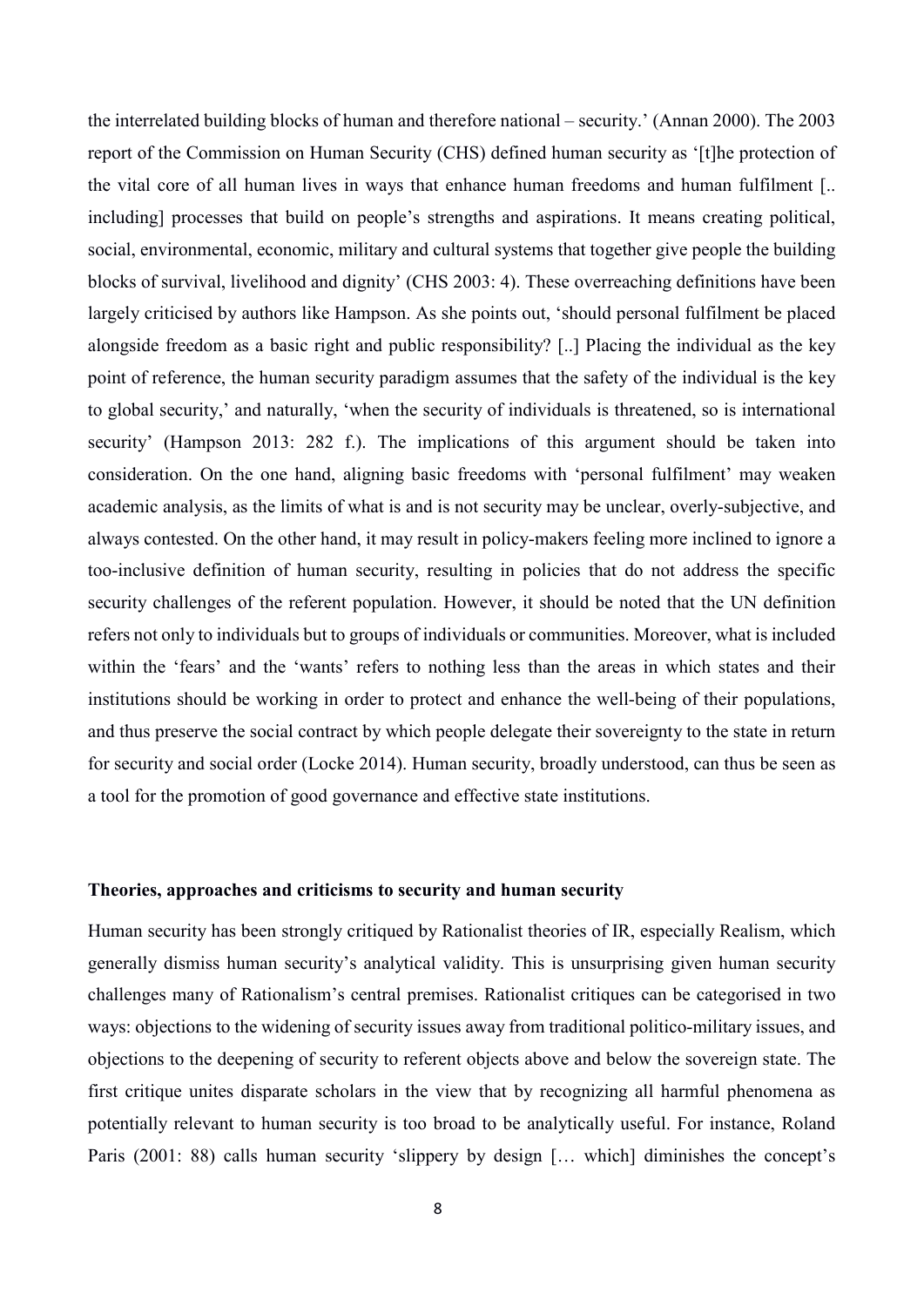the interrelated building blocks of human and therefore national – security.' (Annan 2000). The 2003 report of the Commission on Human Security (CHS) defined human security as '[t]he protection of the vital core of all human lives in ways that enhance human freedoms and human fulfilment [.. including] processes that build on people's strengths and aspirations. It means creating political, social, environmental, economic, military and cultural systems that together give people the building blocks of survival, livelihood and dignity' (CHS 2003: 4). These overreaching definitions have been largely criticised by authors like Hampson. As she points out, 'should personal fulfilment be placed alongside freedom as a basic right and public responsibility? [..] Placing the individual as the key point of reference, the human security paradigm assumes that the safety of the individual is the key to global security,' and naturally, 'when the security of individuals is threatened, so is international security' (Hampson 2013: 282 f.). The implications of this argument should be taken into consideration. On the one hand, aligning basic freedoms with 'personal fulfilment' may weaken academic analysis, as the limits of what is and is not security may be unclear, overly-subjective, and always contested. On the other hand, it may result in policy-makers feeling more inclined to ignore a too-inclusive definition of human security, resulting in policies that do not address the specific security challenges of the referent population. However, it should be noted that the UN definition refers not only to individuals but to groups of individuals or communities. Moreover, what is included within the 'fears' and the 'wants' refers to nothing less than the areas in which states and their institutions should be working in order to protect and enhance the well-being of their populations, and thus preserve the social contract by which people delegate their sovereignty to the state in return for security and social order (Locke 2014). Human security, broadly understood, can thus be seen as a tool for the promotion of good governance and effective state institutions.

### Theories, approaches and criticisms to security and human security

Human security has been strongly critiqued by Rationalist theories of IR, especially Realism, which generally dismiss human security's analytical validity. This is unsurprising given human security challenges many of Rationalism's central premises. Rationalist critiques can be categorised in two ways: objections to the widening of security issues away from traditional politico-military issues, and objections to the deepening of security to referent objects above and below the sovereign state. The first critique unites disparate scholars in the view that by recognizing all harmful phenomena as potentially relevant to human security is too broad to be analytically useful. For instance, Roland Paris (2001: 88) calls human security 'slippery by design [… which] diminishes the concept's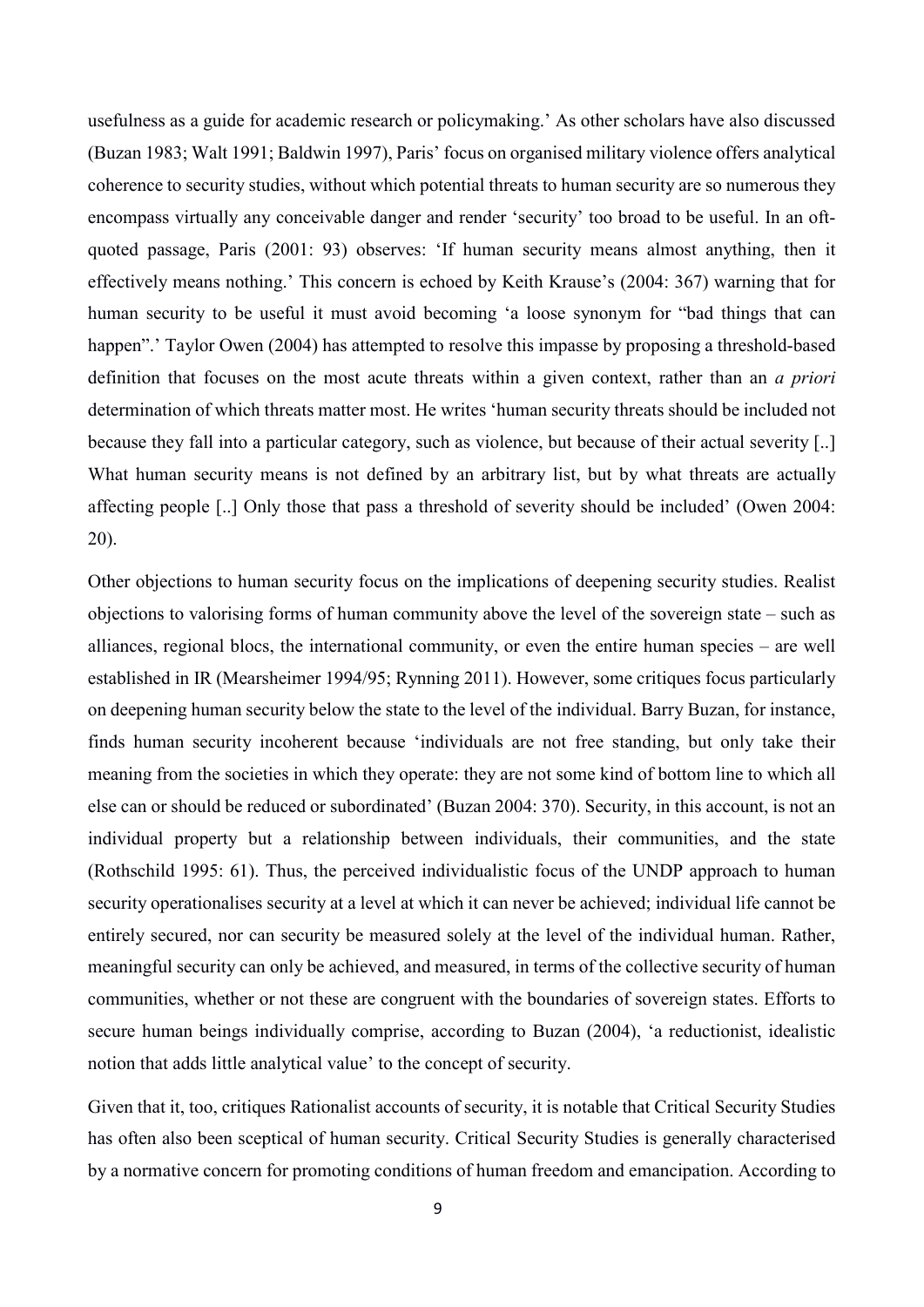usefulness as a guide for academic research or policymaking.' As other scholars have also discussed (Buzan 1983; Walt 1991; Baldwin 1997), Paris' focus on organised military violence offers analytical coherence to security studies, without which potential threats to human security are so numerous they encompass virtually any conceivable danger and render 'security' too broad to be useful. In an oft-quoted passage, Paris (2001: 93) observes: 'If human security means almost anything, then it effectively means nothing.' This concern is echoed by Keith Krause's (2004: 367) warning that for human security to be useful it must avoid becoming 'a loose synonym for "bad things that can happen".' Taylor Owen (2004) has attempted to resolve this impasse by proposing a threshold-based definition that focuses on the most acute threats within a given context, rather than an *a priori* determination of which threats matter most. He writes 'human security threats should be included not because they fall into a particular category, such as violence, but because of their actual severity [..] What human security means is not defined by an arbitrary list, but by what threats are actually affecting people [..] Only those that pass a threshold of severity should be included' (Owen 2004: 20).

Other objections to human security focus on the implications of deepening security studies. Realist objections to valorising forms of human community above the level of the sovereign state – such as alliances, regional blocs, the international community, or even the entire human species – are well established in IR (Mearsheimer 1994/95; Rynning 2011). However, some critiques focus particularly on deepening human security below the state to the level of the individual. Barry Buzan, for instance, finds human security incoherent because 'individuals are not free standing, but only take their meaning from the societies in which they operate: they are not some kind of bottom line to which all else can or should be reduced or subordinated' (Buzan 2004: 370). Security, in this account, is not an individual property but a relationship between individuals, their communities, and the state (Rothschild 1995: 61). Thus, the perceived individualistic focus of the UNDP approach to human security operationalises security at a level at which it can never be achieved; individual life cannot be entirely secured, nor can security be measured solely at the level of the individual human. Rather, meaningful security can only be achieved, and measured, in terms of the collective security of human communities, whether or not these are congruent with the boundaries of sovereign states. Efforts to secure human beings individually comprise, according to Buzan (2004), 'a reductionist, idealistic notion that adds little analytical value' to the concept of security.

Given that it, too, critiques Rationalist accounts of security, it is notable that Critical Security Studies has often also been sceptical of human security. Critical Security Studies is generally characterised by a normative concern for promoting conditions of human freedom and emancipation. According to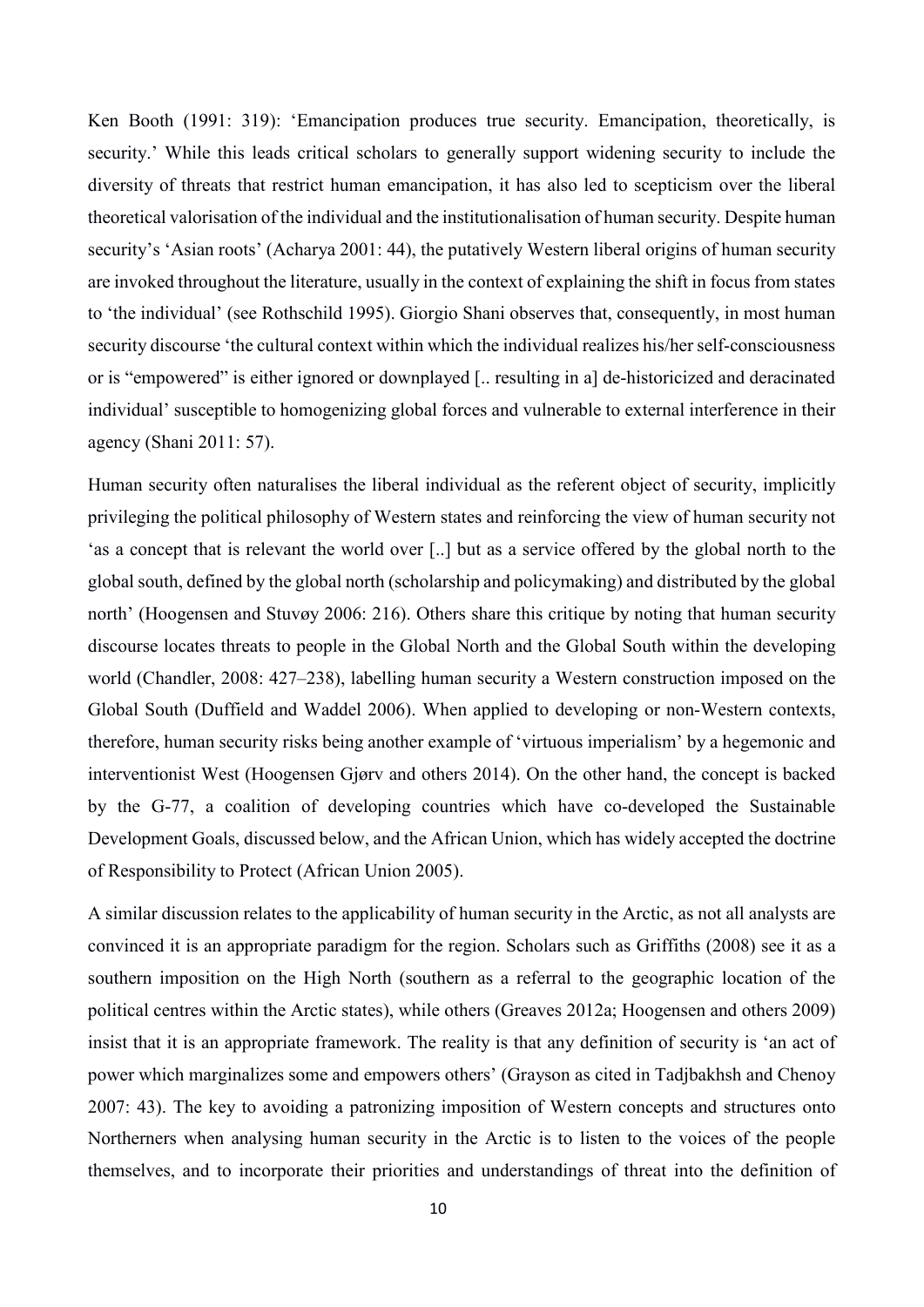Ken Booth (1991: 319): 'Emancipation produces true security. Emancipation, theoretically, is security.' While this leads critical scholars to generally support widening security to include the diversity of threats that restrict human emancipation, it has also led to scepticism over the liberal theoretical valorisation of the individual and the institutionalisation of human security. Despite human security's 'Asian roots' (Acharya 2001: 44), the putatively Western liberal origins of human security are invoked throughout the literature, usually in the context of explaining the shift in focus from states to 'the individual' (see Rothschild 1995). Giorgio Shani observes that, consequently, in most human security discourse 'the cultural context within which the individual realizes his/her self-consciousness or is "empowered" is either ignored or downplayed [.. resulting in a] de-historicized and deracinated individual' susceptible to homogenizing global forces and vulnerable to external interference in their agency (Shani 2011: 57).

Human security often naturalises the liberal individual as the referent object of security, implicitly privileging the political philosophy of Western states and reinforcing the view of human security not 'as a concept that is relevant the world over [..] but as a service offered by the global north to the global south, defined by the global north (scholarship and policymaking) and distributed by the global north' (Hoogensen and Stuvøy 2006: 216). Others share this critique by noting that human security discourse locates threats to people in the Global North and the Global South within the developing world (Chandler, 2008: 427–238), labelling human security a Western construction imposed on the Global South (Duffield and Waddel 2006). When applied to developing or non-Western contexts, therefore, human security risks being another example of 'virtuous imperialism' by a hegemonic and interventionist West (Hoogensen Gjørv and others 2014). On the other hand, the concept is backed by the G-77, a coalition of developing countries which have co-developed the Sustainable Development Goals, discussed below, and the African Union, which has widely accepted the doctrine of Responsibility to Protect (African Union 2005).

A similar discussion relates to the applicability of human security in the Arctic, as not all analysts are convinced it is an appropriate paradigm for the region. Scholars such as Griffiths (2008) see it as a southern imposition on the High North (southern as a referral to the geographic location of the political centres within the Arctic states), while others (Greaves 2012a; Hoogensen and others 2009) insist that it is an appropriate framework. The reality is that any definition of security is 'an act of power which marginalizes some and empowers others' (Grayson as cited in Tadjbakhsh and Chenoy 2007: 43). The key to avoiding a patronizing imposition of Western concepts and structures onto Northerners when analysing human security in the Arctic is to listen to the voices of the people themselves, and to incorporate their priorities and understandings of threat into the definition of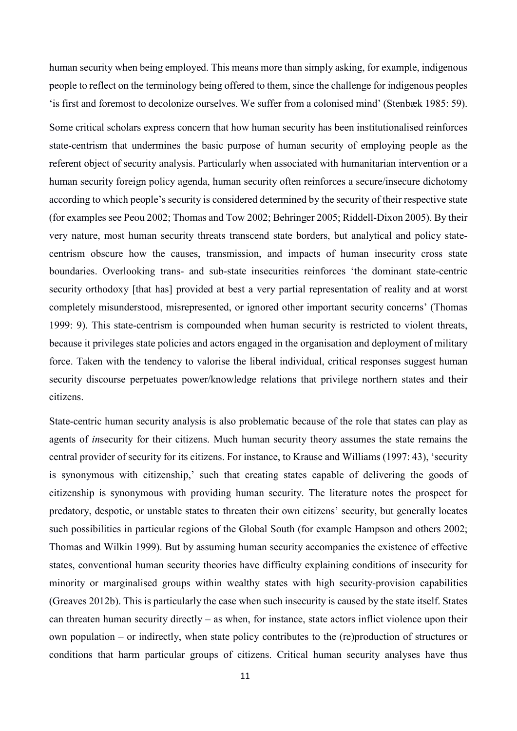human security when being employed. This means more than simply asking, for example, indigenous people to reflect on the terminology being offered to them, since the challenge for indigenous peoples 'is first and foremost to decolonize ourselves. We suffer from a colonised mind' (Stenbæk 1985: 59).

Some critical scholars express concern that how human security has been institutionalised reinforces state-centrism that undermines the basic purpose of human security of employing people as the referent object of security analysis. Particularly when associated with humanitarian intervention or a human security foreign policy agenda, human security often reinforces a secure/insecure dichotomy according to which people's security is considered determined by the security of their respective state (for examples see Peou 2002; Thomas and Tow 2002; Behringer 2005; Riddell-Dixon 2005). By their very nature, most human security threats transcend state borders, but analytical and policy state-centrism obscure how the causes, transmission, and impacts of human insecurity cross state boundaries. Overlooking trans- and sub-state insecurities reinforces 'the dominant state-centric security orthodoxy [that has] provided at best a very partial representation of reality and at worst completely misunderstood, misrepresented, or ignored other important security concerns' (Thomas 1999: 9). This state-centrism is compounded when human security is restricted to violent threats, because it privileges state policies and actors engaged in the organisation and deployment of military force. Taken with the tendency to valorise the liberal individual, critical responses suggest human security discourse perpetuates power/knowledge relations that privilege northern states and their citizens.

State-centric human security analysis is also problematic because of the role that states can play as agents of *in*security for their citizens. Much human security theory assumes the state remains the central provider of security for its citizens. For instance, to Krause and Williams (1997: 43), 'security is synonymous with citizenship,' such that creating states capable of delivering the goods of citizenship is synonymous with providing human security. The literature notes the prospect for predatory, despotic, or unstable states to threaten their own citizens' security, but generally locates such possibilities in particular regions of the Global South (for example Hampson and others 2002; Thomas and Wilkin 1999). But by assuming human security accompanies the existence of effective states, conventional human security theories have difficulty explaining conditions of insecurity for minority or marginalised groups within wealthy states with high security-provision capabilities (Greaves 2012b). This is particularly the case when such insecurity is caused by the state itself. States can threaten human security directly – as when, for instance, state actors inflict violence upon their own population – or indirectly, when state policy contributes to the (re)production of structures or conditions that harm particular groups of citizens. Critical human security analyses have thus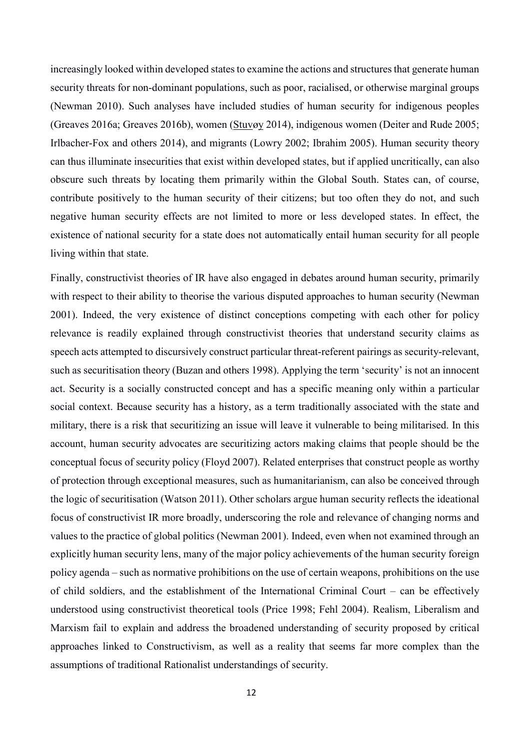increasingly looked within developed states to examine the actions and structures that generate human security threats for non-dominant populations, such as poor, racialised, or otherwise marginal groups (Newman 2010). Such analyses have included studies of human security for indigenous peoples (Greaves 2016a; Greaves 2016b), women (Stuvøy 2014), indigenous women (Deiter and Rude 2005; Irlbacher-Fox and others 2014), and migrants (Lowry 2002; Ibrahim 2005). Human security theory can thus illuminate insecurities that exist within developed states, but if applied uncritically, can also obscure such threats by locating them primarily within the Global South. States can, of course, contribute positively to the human security of their citizens; but too often they do not, and such negative human security effects are not limited to more or less developed states. In effect, the existence of national security for a state does not automatically entail human security for all people living within that state.

Finally, constructivist theories of IR have also engaged in debates around human security, primarily with respect to their ability to theorise the various disputed approaches to human security (Newman 2001). Indeed, the very existence of distinct conceptions competing with each other for policy relevance is readily explained through constructivist theories that understand security claims as speech acts attempted to discursively construct particular threat-referent pairings as security-relevant, such as securitisation theory (Buzan and others 1998). Applying the term 'security' is not an innocent act. Security is a socially constructed concept and has a specific meaning only within a particular social context. Because security has a history, as a term traditionally associated with the state and military, there is a risk that securitizing an issue will leave it vulnerable to being militarised. In this account, human security advocates are securitizing actors making claims that people should be the conceptual focus of security policy (Floyd 2007). Related enterprises that construct people as worthy of protection through exceptional measures, such as humanitarianism, can also be conceived through the logic of securitisation (Watson 2011). Other scholars argue human security reflects the ideational focus of constructivist IR more broadly, underscoring the role and relevance of changing norms and values to the practice of global politics (Newman 2001). Indeed, even when not examined through an explicitly human security lens, many of the major policy achievements of the human security foreign policy agenda – such as normative prohibitions on the use of certain weapons, prohibitions on the use of child soldiers, and the establishment of the International Criminal Court – can be effectively understood using constructivist theoretical tools (Price 1998; Fehl 2004). Realism, Liberalism and Marxism fail to explain and address the broadened understanding of security proposed by critical approaches linked to Constructivism, as well as a reality that seems far more complex than the assumptions of traditional Rationalist understandings of security.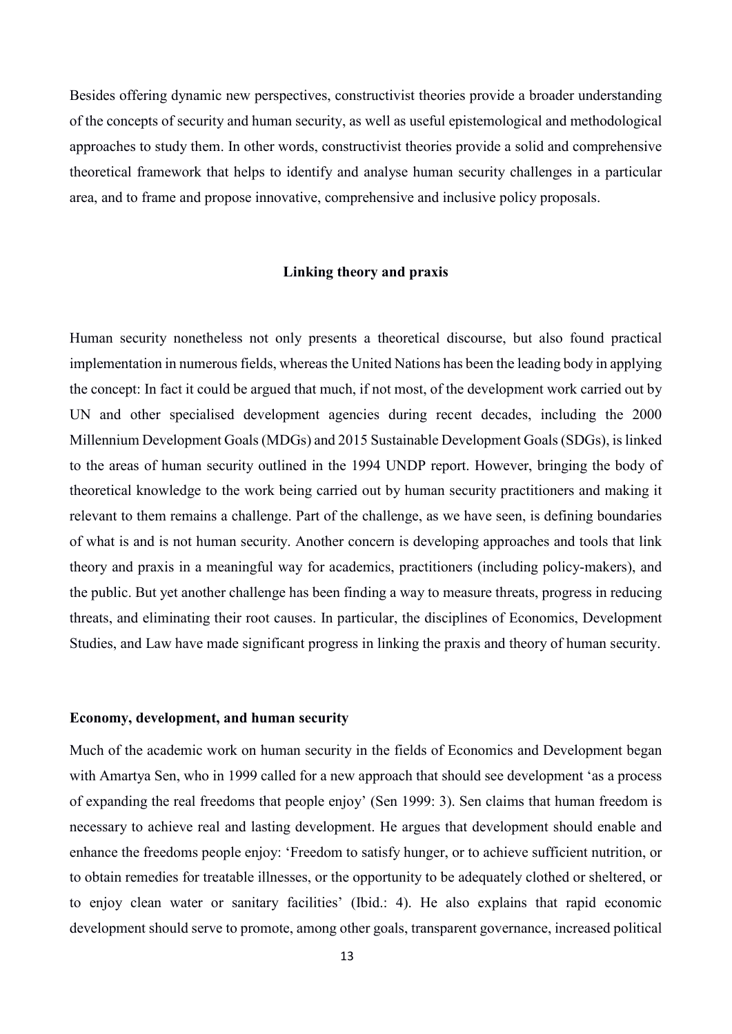Besides offering dynamic new perspectives, constructivist theories provide a broader understanding of the concepts of security and human security, as well as useful epistemological and methodological approaches to study them. In other words, constructivist theories provide a solid and comprehensive theoretical framework that helps to identify and analyse human security challenges in a particular area, and to frame and propose innovative, comprehensive and inclusive policy proposals.

## Linking theory and praxis

Human security nonetheless not only presents a theoretical discourse, but also found practical implementation in numerous fields, whereas the United Nations has been the leading body in applying the concept: In fact it could be argued that much, if not most, of the development work carried out by UN and other specialised development agencies during recent decades, including the 2000 Millennium Development Goals (MDGs) and 2015 Sustainable Development Goals (SDGs), is linked to the areas of human security outlined in the 1994 UNDP report. However, bringing the body of theoretical knowledge to the work being carried out by human security practitioners and making it relevant to them remains a challenge. Part of the challenge, as we have seen, is defining boundaries of what is and is not human security. Another concern is developing approaches and tools that link theory and praxis in a meaningful way for academics, practitioners (including policy-makers), and the public. But yet another challenge has been finding a way to measure threats, progress in reducing threats, and eliminating their root causes. In particular, the disciplines of Economics, Development Studies, and Law have made significant progress in linking the praxis and theory of human security.

### Economy, development, and human security

Much of the academic work on human security in the fields of Economics and Development began with Amartya Sen, who in 1999 called for a new approach that should see development 'as a process of expanding the real freedoms that people enjoy' (Sen 1999: 3). Sen claims that human freedom is necessary to achieve real and lasting development. He argues that development should enable and enhance the freedoms people enjoy: 'Freedom to satisfy hunger, or to achieve sufficient nutrition, or to obtain remedies for treatable illnesses, or the opportunity to be adequately clothed or sheltered, or to enjoy clean water or sanitary facilities' (Ibid.: 4). He also explains that rapid economic development should serve to promote, among other goals, transparent governance, increased political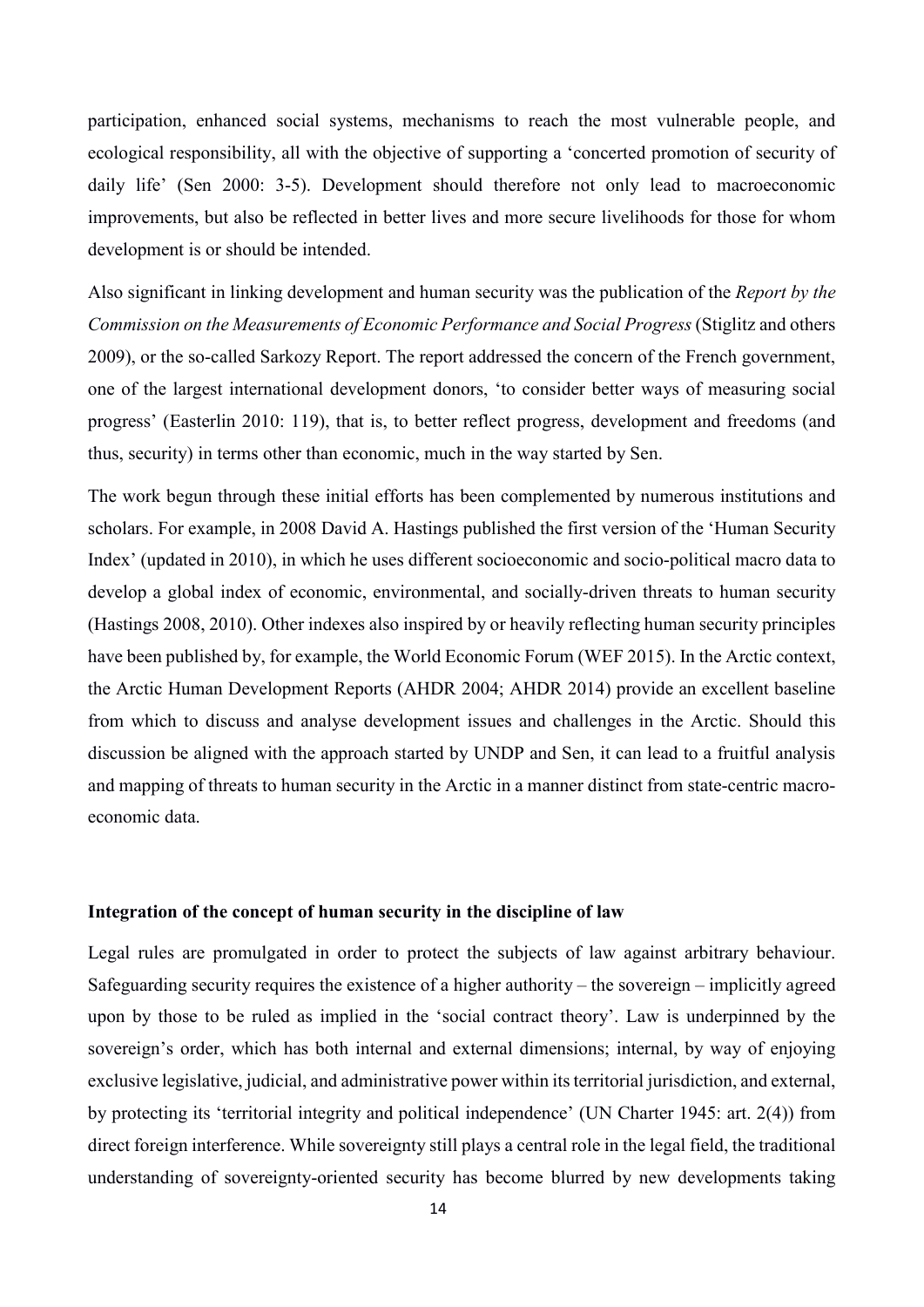participation, enhanced social systems, mechanisms to reach the most vulnerable people, and ecological responsibility, all with the objective of supporting a 'concerted promotion of security of daily life' (Sen 2000: 3-5). Development should therefore not only lead to macroeconomic improvements, but also be reflected in better lives and more secure livelihoods for those for whom development is or should be intended.

Also significant in linking development and human security was the publication of the *Report by the Commission on the Measurements of Economic Performance and Social Progress* (Stiglitz and others 2009), or the so-called Sarkozy Report. The report addressed the concern of the French government, one of the largest international development donors, 'to consider better ways of measuring social progress' (Easterlin 2010: 119), that is, to better reflect progress, development and freedoms (and thus, security) in terms other than economic, much in the way started by Sen.

The work begun through these initial efforts has been complemented by numerous institutions and scholars. For example, in 2008 David A. Hastings published the first version of the 'Human Security Index' (updated in 2010), in which he uses different socioeconomic and socio-political macro data to develop a global index of economic, environmental, and socially-driven threats to human security (Hastings 2008, 2010). Other indexes also inspired by or heavily reflecting human security principles have been published by, for example, the World Economic Forum (WEF 2015). In the Arctic context, the Arctic Human Development Reports (AHDR 2004; AHDR 2014) provide an excellent baseline from which to discuss and analyse development issues and challenges in the Arctic. Should this discussion be aligned with the approach started by UNDP and Sen, it can lead to a fruitful analysis and mapping of threats to human security in the Arctic in a manner distinct from state-centric macro-economic data.

## Integration of the concept of human security in the discipline of law

Legal rules are promulgated in order to protect the subjects of law against arbitrary behaviour. Safeguarding security requires the existence of a higher authority – the sovereign – implicitly agreed upon by those to be ruled as implied in the 'social contract theory'. Law is underpinned by the sovereign's order, which has both internal and external dimensions; internal, by way of enjoying exclusive legislative, judicial, and administrative power within its territorial jurisdiction, and external, by protecting its 'territorial integrity and political independence' (UN Charter 1945: art. 2(4)) from direct foreign interference. While sovereignty still plays a central role in the legal field, the traditional understanding of sovereignty-oriented security has become blurred by new developments taking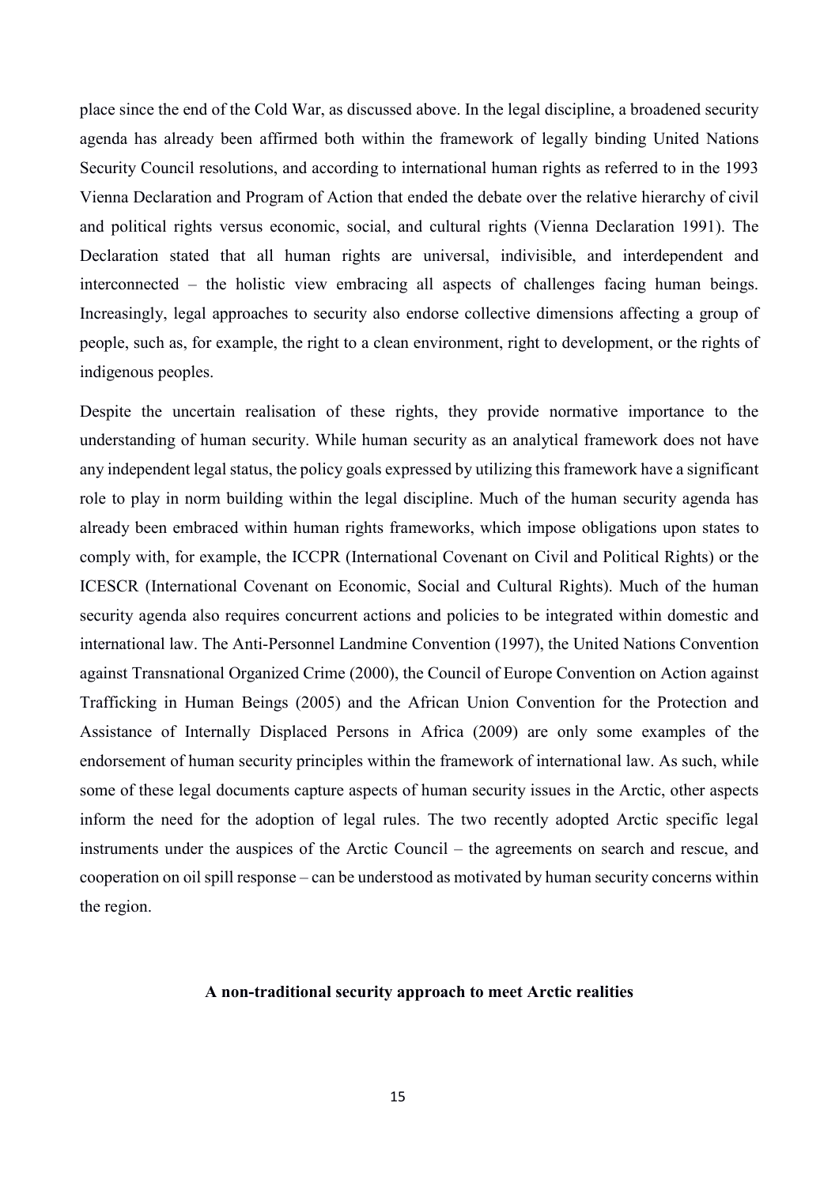place since the end of the Cold War, as discussed above. In the legal discipline, a broadened security agenda has already been affirmed both within the framework of legally binding United Nations Security Council resolutions, and according to international human rights as referred to in the 1993 Vienna Declaration and Program of Action that ended the debate over the relative hierarchy of civil and political rights versus economic, social, and cultural rights (Vienna Declaration 1991). The Declaration stated that all human rights are universal, indivisible, and interdependent and interconnected – the holistic view embracing all aspects of challenges facing human beings. Increasingly, legal approaches to security also endorse collective dimensions affecting a group of people, such as, for example, the right to a clean environment, right to development, or the rights of indigenous peoples.

Despite the uncertain realisation of these rights, they provide normative importance to the understanding of human security. While human security as an analytical framework does not have any independent legal status, the policy goals expressed by utilizing this framework have a significant role to play in norm building within the legal discipline. Much of the human security agenda has already been embraced within human rights frameworks, which impose obligations upon states to comply with, for example, the ICCPR (International Covenant on Civil and Political Rights) or the ICESCR (International Covenant on Economic, Social and Cultural Rights). Much of the human security agenda also requires concurrent actions and policies to be integrated within domestic and international law. The Anti-Personnel Landmine Convention (1997), the United Nations Convention against Transnational Organized Crime (2000), the Council of Europe Convention on Action against Trafficking in Human Beings (2005) and the African Union Convention for the Protection and Assistance of Internally Displaced Persons in Africa (2009) are only some examples of the endorsement of human security principles within the framework of international law. As such, while some of these legal documents capture aspects of human security issues in the Arctic, other aspects inform the need for the adoption of legal rules. The two recently adopted Arctic specific legal instruments under the auspices of the Arctic Council – the agreements on search and rescue, and cooperation on oil spill response – can be understood as motivated by human security concerns within the region.

## A non-traditional security approach to meet Arctic realities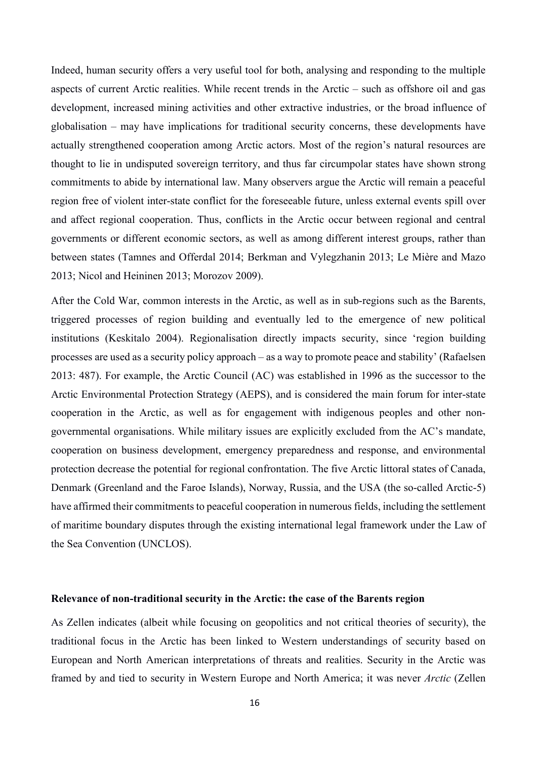Indeed, human security offers a very useful tool for both, analysing and responding to the multiple aspects of current Arctic realities. While recent trends in the Arctic – such as offshore oil and gas development, increased mining activities and other extractive industries, or the broad influence of globalisation – may have implications for traditional security concerns, these developments have actually strengthened cooperation among Arctic actors. Most of the region's natural resources are thought to lie in undisputed sovereign territory, and thus far circumpolar states have shown strong commitments to abide by international law. Many observers argue the Arctic will remain a peaceful region free of violent inter-state conflict for the foreseeable future, unless external events spill over and affect regional cooperation. Thus, conflicts in the Arctic occur between regional and central governments or different economic sectors, as well as among different interest groups, rather than between states (Tamnes and Offerdal 2014; Berkman and Vylegzhanin 2013; Le Mière and Mazo 2013; Nicol and Heininen 2013; Morozov 2009).

After the Cold War, common interests in the Arctic, as well as in sub-regions such as the Barents, triggered processes of region building and eventually led to the emergence of new political institutions (Keskitalo 2004). Regionalisation directly impacts security, since 'region building processes are used as a security policy approach – as a way to promote peace and stability' (Rafaelsen 2013: 487). For example, the Arctic Council (AC) was established in 1996 as the successor to the Arctic Environmental Protection Strategy (AEPS), and is considered the main forum for inter-state cooperation in the Arctic, as well as for engagement with indigenous peoples and other non-governmental organisations. While military issues are explicitly excluded from the AC's mandate, cooperation on business development, emergency preparedness and response, and environmental protection decrease the potential for regional confrontation. The five Arctic littoral states of Canada, Denmark (Greenland and the Faroe Islands), Norway, Russia, and the USA (the so-called Arctic-5) have affirmed their commitments to peaceful cooperation in numerous fields, including the settlement of maritime boundary disputes through the existing international legal framework under the Law of the Sea Convention (UNCLOS).

### Relevance of non-traditional security in the Arctic: the case of the Barents region

As Zellen indicates (albeit while focusing on geopolitics and not critical theories of security), the traditional focus in the Arctic has been linked to Western understandings of security based on European and North American interpretations of threats and realities. Security in the Arctic was framed by and tied to security in Western Europe and North America; it was never *Arctic* (Zellen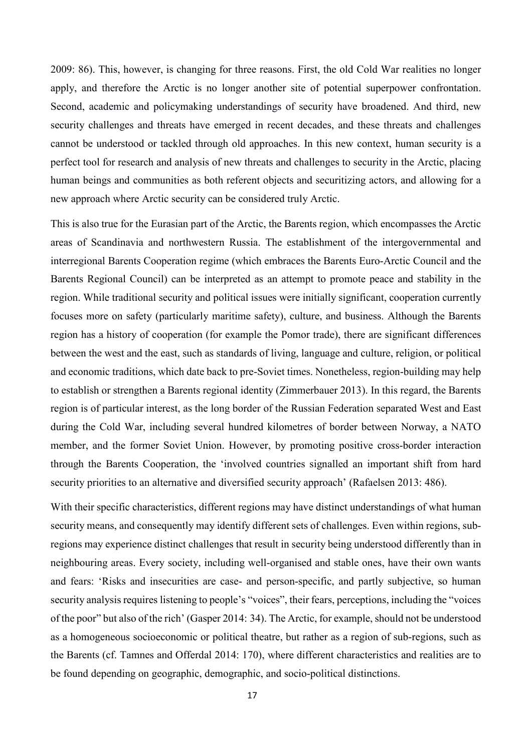2009: 86). This, however, is changing for three reasons. First, the old Cold War realities no longer apply, and therefore the Arctic is no longer another site of potential superpower confrontation. Second, academic and policymaking understandings of security have broadened. And third, new security challenges and threats have emerged in recent decades, and these threats and challenges cannot be understood or tackled through old approaches. In this new context, human security is a perfect tool for research and analysis of new threats and challenges to security in the Arctic, placing human beings and communities as both referent objects and securitizing actors, and allowing for a new approach where Arctic security can be considered truly Arctic.

This is also true for the Eurasian part of the Arctic, the Barents region, which encompasses the Arctic areas of Scandinavia and northwestern Russia. The establishment of the intergovernmental and interregional Barents Cooperation regime (which embraces the Barents Euro-Arctic Council and the Barents Regional Council) can be interpreted as an attempt to promote peace and stability in the region. While traditional security and political issues were initially significant, cooperation currently focuses more on safety (particularly maritime safety), culture, and business. Although the Barents region has a history of cooperation (for example the Pomor trade), there are significant differences between the west and the east, such as standards of living, language and culture, religion, or political and economic traditions, which date back to pre-Soviet times. Nonetheless, region-building may help to establish or strengthen a Barents regional identity (Zimmerbauer 2013). In this regard, the Barents region is of particular interest, as the long border of the Russian Federation separated West and East during the Cold War, including several hundred kilometres of border between Norway, a NATO member, and the former Soviet Union. However, by promoting positive cross-border interaction through the Barents Cooperation, the 'involved countries signalled an important shift from hard security priorities to an alternative and diversified security approach' (Rafaelsen 2013: 486).

With their specific characteristics, different regions may have distinct understandings of what human security means, and consequently may identify different sets of challenges. Even within regions, sub-regions may experience distinct challenges that result in security being understood differently than in neighbouring areas. Every society, including well-organised and stable ones, have their own wants and fears: 'Risks and insecurities are case- and person-specific, and partly subjective, so human security analysis requires listening to people's "voices", their fears, perceptions, including the "voices of the poor" but also of the rich' (Gasper 2014: 34). The Arctic, for example, should not be understood as a homogeneous socioeconomic or political theatre, but rather as a region of sub-regions, such as the Barents (cf. Tamnes and Offerdal 2014: 170), where different characteristics and realities are to be found depending on geographic, demographic, and socio-political distinctions.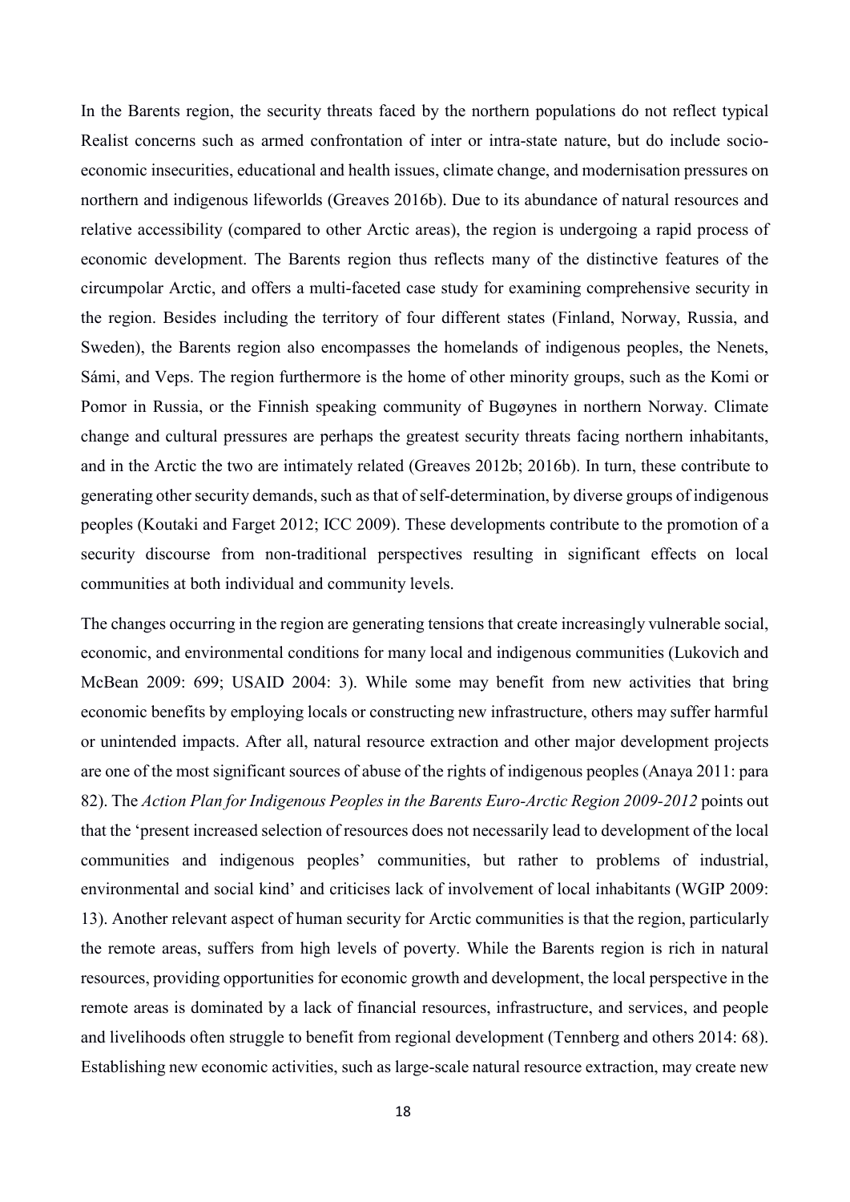In the Barents region, the security threats faced by the northern populations do not reflect typical Realist concerns such as armed confrontation of inter or intra-state nature, but do include socio-economic insecurities, educational and health issues, climate change, and modernisation pressures on northern and indigenous lifeworlds (Greaves 2016b). Due to its abundance of natural resources and relative accessibility (compared to other Arctic areas), the region is undergoing a rapid process of economic development. The Barents region thus reflects many of the distinctive features of the circumpolar Arctic, and offers a multi-faceted case study for examining comprehensive security in the region. Besides including the territory of four different states (Finland, Norway, Russia, and Sweden), the Barents region also encompasses the homelands of indigenous peoples, the Nenets, Sámi, and Veps. The region furthermore is the home of other minority groups, such as the Komi or Pomor in Russia, or the Finnish speaking community of Bugøynes in northern Norway. Climate change and cultural pressures are perhaps the greatest security threats facing northern inhabitants, and in the Arctic the two are intimately related (Greaves 2012b; 2016b). In turn, these contribute to generating other security demands, such as that of self-determination, by diverse groups of indigenous peoples (Koutaki and Farget 2012; ICC 2009). These developments contribute to the promotion of a security discourse from non-traditional perspectives resulting in significant effects on local communities at both individual and community levels.

The changes occurring in the region are generating tensions that create increasingly vulnerable social, economic, and environmental conditions for many local and indigenous communities (Lukovich and McBean 2009: 699; USAID 2004: 3). While some may benefit from new activities that bring economic benefits by employing locals or constructing new infrastructure, others may suffer harmful or unintended impacts. After all, natural resource extraction and other major development projects are one of the most significant sources of abuse of the rights of indigenous peoples (Anaya 2011: para 82). The *Action Plan for Indigenous Peoples in the Barents Euro-Arctic Region 2009-2012* points out that the 'present increased selection of resources does not necessarily lead to development of the local communities and indigenous peoples' communities, but rather to problems of industrial, environmental and social kind' and criticises lack of involvement of local inhabitants (WGIP 2009: 13). Another relevant aspect of human security for Arctic communities is that the region, particularly the remote areas, suffers from high levels of poverty. While the Barents region is rich in natural resources, providing opportunities for economic growth and development, the local perspective in the remote areas is dominated by a lack of financial resources, infrastructure, and services, and people and livelihoods often struggle to benefit from regional development (Tennberg and others 2014: 68). Establishing new economic activities, such as large-scale natural resource extraction, may create new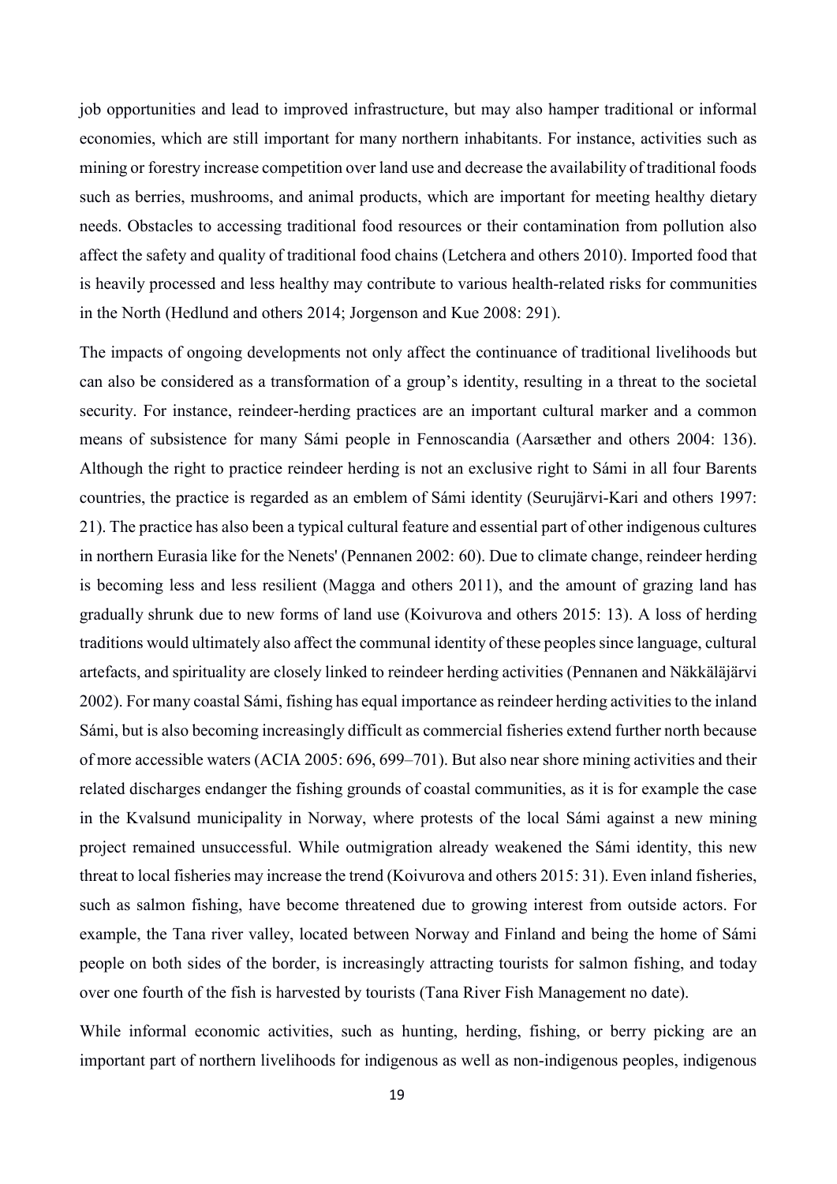job opportunities and lead to improved infrastructure, but may also hamper traditional or informal economies, which are still important for many northern inhabitants. For instance, activities such as mining or forestry increase competition over land use and decrease the availability of traditional foods such as berries, mushrooms, and animal products, which are important for meeting healthy dietary needs. Obstacles to accessing traditional food resources or their contamination from pollution also affect the safety and quality of traditional food chains (Letchera and others 2010). Imported food that is heavily processed and less healthy may contribute to various health-related risks for communities in the North (Hedlund and others 2014; Jorgenson and Kue 2008: 291).

The impacts of ongoing developments not only affect the continuance of traditional livelihoods but can also be considered as a transformation of a group's identity, resulting in a threat to the societal security. For instance, reindeer-herding practices are an important cultural marker and a common means of subsistence for many Sámi people in Fennoscandia (Aarsæther and others 2004: 136). Although the right to practice reindeer herding is not an exclusive right to Sámi in all four Barents countries, the practice is regarded as an emblem of Sámi identity (Seurujärvi-Kari and others 1997: 21). The practice has also been a typical cultural feature and essential part of other indigenous cultures in northern Eurasia like for the Nenets' (Pennanen 2002: 60). Due to climate change, reindeer herding is becoming less and less resilient (Magga and others 2011), and the amount of grazing land has gradually shrunk due to new forms of land use (Koivurova and others 2015: 13). A loss of herding traditions would ultimately also affect the communal identity of these peoples since language, cultural artefacts, and spirituality are closely linked to reindeer herding activities (Pennanen and Näkkäläjärvi 2002). For many coastal Sámi, fishing has equal importance as reindeer herding activities to the inland Sámi, but is also becoming increasingly difficult as commercial fisheries extend further north because of more accessible waters (ACIA 2005: 696, 699–701). But also near shore mining activities and their related discharges endanger the fishing grounds of coastal communities, as it is for example the case in the Kvalsund municipality in Norway, where protests of the local Sámi against a new mining project remained unsuccessful. While outmigration already weakened the Sámi identity, this new threat to local fisheries may increase the trend (Koivurova and others 2015: 31). Even inland fisheries, such as salmon fishing, have become threatened due to growing interest from outside actors. For example, the Tana river valley, located between Norway and Finland and being the home of Sámi people on both sides of the border, is increasingly attracting tourists for salmon fishing, and today over one fourth of the fish is harvested by tourists (Tana River Fish Management no date).

While informal economic activities, such as hunting, herding, fishing, or berry picking are an important part of northern livelihoods for indigenous as well as non-indigenous peoples, indigenous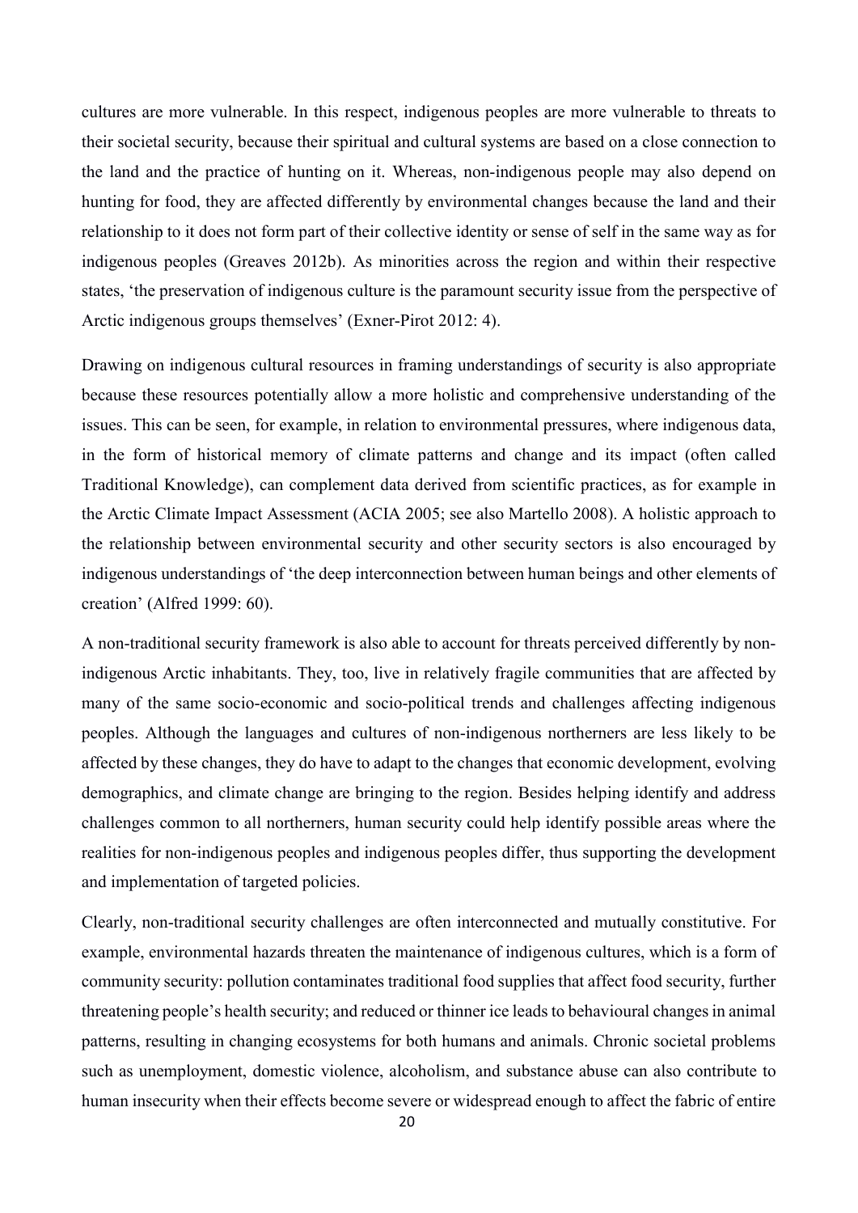cultures are more vulnerable. In this respect, indigenous peoples are more vulnerable to threats to their societal security, because their spiritual and cultural systems are based on a close connection to the land and the practice of hunting on it. Whereas, non-indigenous people may also depend on hunting for food, they are affected differently by environmental changes because the land and their relationship to it does not form part of their collective identity or sense of self in the same way as for indigenous peoples (Greaves 2012b). As minorities across the region and within their respective states, 'the preservation of indigenous culture is the paramount security issue from the perspective of Arctic indigenous groups themselves' (Exner-Pirot 2012: 4).

Drawing on indigenous cultural resources in framing understandings of security is also appropriate because these resources potentially allow a more holistic and comprehensive understanding of the issues. This can be seen, for example, in relation to environmental pressures, where indigenous data, in the form of historical memory of climate patterns and change and its impact (often called Traditional Knowledge), can complement data derived from scientific practices, as for example in the Arctic Climate Impact Assessment (ACIA 2005; see also Martello 2008). A holistic approach to the relationship between environmental security and other security sectors is also encouraged by indigenous understandings of 'the deep interconnection between human beings and other elements of creation' (Alfred 1999: 60).

A non-traditional security framework is also able to account for threats perceived differently by non-indigenous Arctic inhabitants. They, too, live in relatively fragile communities that are affected by many of the same socio-economic and socio-political trends and challenges affecting indigenous peoples. Although the languages and cultures of non-indigenous northerners are less likely to be affected by these changes, they do have to adapt to the changes that economic development, evolving demographics, and climate change are bringing to the region. Besides helping identify and address challenges common to all northerners, human security could help identify possible areas where the realities for non-indigenous peoples and indigenous peoples differ, thus supporting the development and implementation of targeted policies.

Clearly, non-traditional security challenges are often interconnected and mutually constitutive. For example, environmental hazards threaten the maintenance of indigenous cultures, which is a form of community security: pollution contaminates traditional food supplies that affect food security, further threatening people's health security; and reduced or thinner ice leads to behavioural changes in animal patterns, resulting in changing ecosystems for both humans and animals. Chronic societal problems such as unemployment, domestic violence, alcoholism, and substance abuse can also contribute to human insecurity when their effects become severe or widespread enough to affect the fabric of entire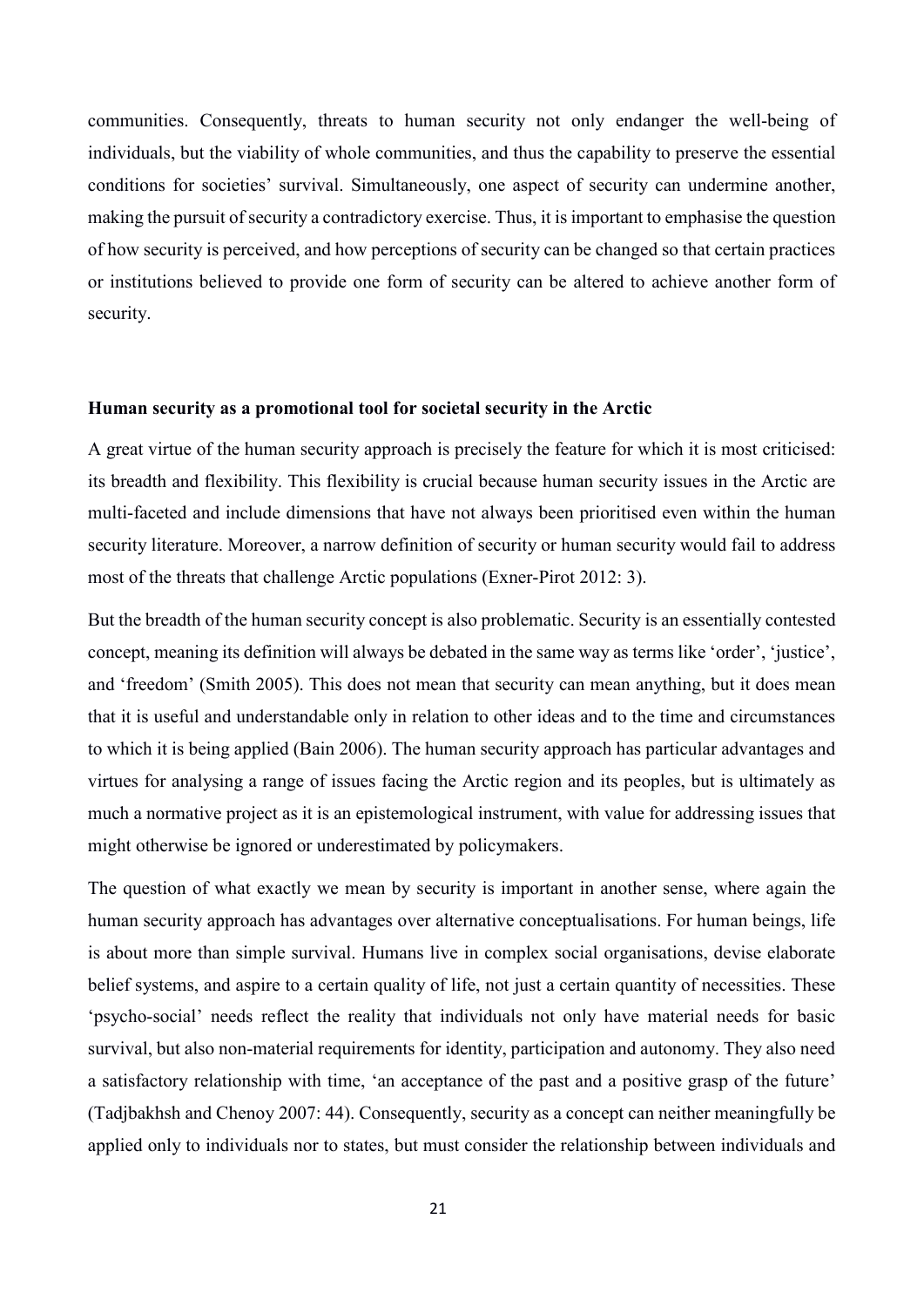communities. Consequently, threats to human security not only endanger the well-being of individuals, but the viability of whole communities, and thus the capability to preserve the essential conditions for societies' survival. Simultaneously, one aspect of security can undermine another, making the pursuit of security a contradictory exercise. Thus, it is important to emphasise the question of how security is perceived, and how perceptions of security can be changed so that certain practices or institutions believed to provide one form of security can be altered to achieve another form of security.

### Human security as a promotional tool for societal security in the Arctic

A great virtue of the human security approach is precisely the feature for which it is most criticised: its breadth and flexibility. This flexibility is crucial because human security issues in the Arctic are multi-faceted and include dimensions that have not always been prioritised even within the human security literature. Moreover, a narrow definition of security or human security would fail to address most of the threats that challenge Arctic populations (Exner-Pirot 2012: 3).

But the breadth of the human security concept is also problematic. Security is an essentially contested concept, meaning its definition will always be debated in the same way as terms like 'order', 'justice', and 'freedom' (Smith 2005). This does not mean that security can mean anything, but it does mean that it is useful and understandable only in relation to other ideas and to the time and circumstances to which it is being applied (Bain 2006). The human security approach has particular advantages and virtues for analysing a range of issues facing the Arctic region and its peoples, but is ultimately as much a normative project as it is an epistemological instrument, with value for addressing issues that might otherwise be ignored or underestimated by policymakers.

The question of what exactly we mean by security is important in another sense, where again the human security approach has advantages over alternative conceptualisations. For human beings, life is about more than simple survival. Humans live in complex social organisations, devise elaborate belief systems, and aspire to a certain quality of life, not just a certain quantity of necessities. These 'psycho-social' needs reflect the reality that individuals not only have material needs for basic survival, but also non-material requirements for identity, participation and autonomy. They also need a satisfactory relationship with time, 'an acceptance of the past and a positive grasp of the future' (Tadjbakhsh and Chenoy 2007: 44). Consequently, security as a concept can neither meaningfully be applied only to individuals nor to states, but must consider the relationship between individuals and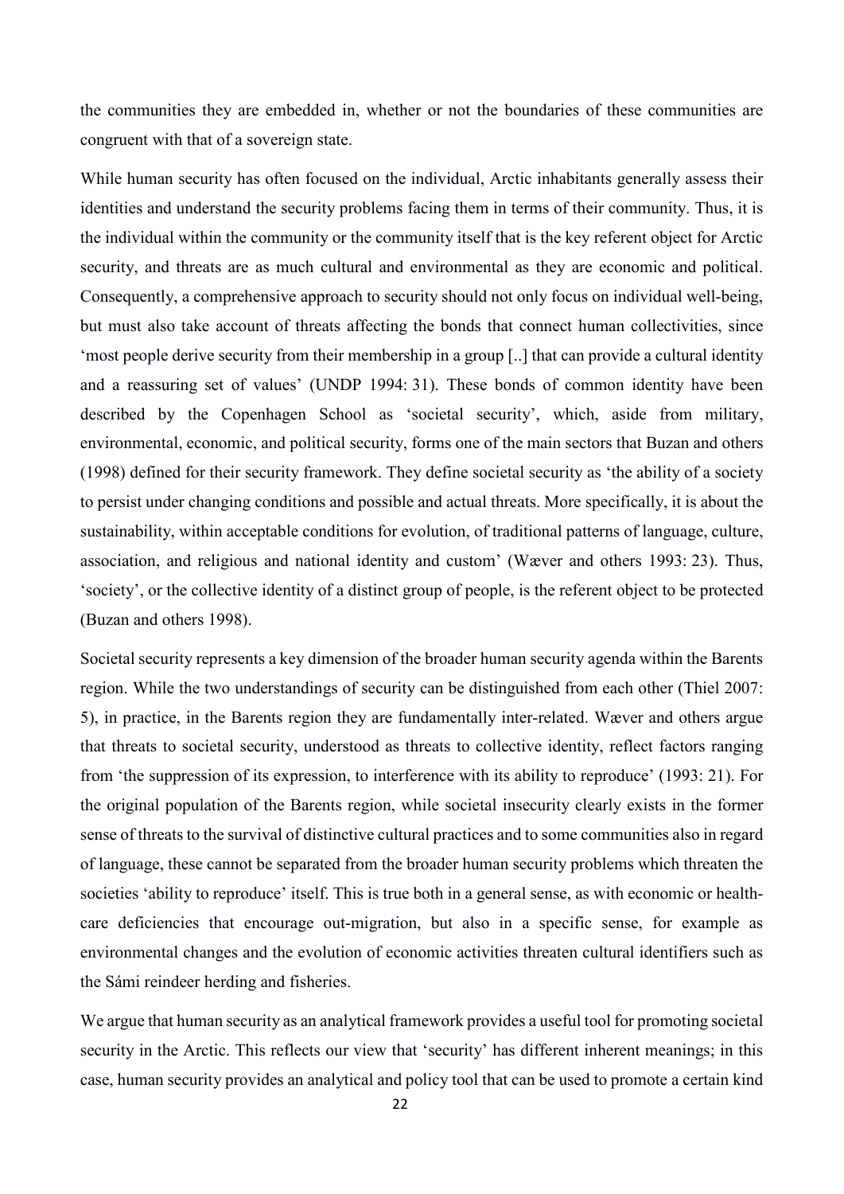the communities they are embedded in, whether or not the boundaries of these communities are congruent with that of a sovereign state.

While human security has often focused on the individual, Arctic inhabitants generally assess their identities and understand the security problems facing them in terms of their community. Thus, it is the individual within the community or the community itself that is the key referent object for Arctic security, and threats are as much cultural and environmental as they are economic and political. Consequently, a comprehensive approach to security should not only focus on individual well-being, but must also take account of threats affecting the bonds that connect human collectivities, since 'most people derive security from their membership in a group [..] that can provide a cultural identity and a reassuring set of values' (UNDP 1994: 31). These bonds of common identity have been described by the Copenhagen School as 'societal security', which, aside from military, environmental, economic, and political security, forms one of the main sectors that Buzan and others (1998) defined for their security framework. They define societal security as 'the ability of a society to persist under changing conditions and possible and actual threats. More specifically, it is about the sustainability, within acceptable conditions for evolution, of traditional patterns of language, culture, association, and religious and national identity and custom' (Wæver and others 1993: 23). Thus, 'society', or the collective identity of a distinct group of people, is the referent object to be protected (Buzan and others 1998).

Societal security represents a key dimension of the broader human security agenda within the Barents region. While the two understandings of security can be distinguished from each other (Thiel 2007: 5), in practice, in the Barents region they are fundamentally inter-related. Wæver and others argue that threats to societal security, understood as threats to collective identity, reflect factors ranging from 'the suppression of its expression, to interference with its ability to reproduce' (1993: 21). For the original population of the Barents region, while societal insecurity clearly exists in the former sense of threats to the survival of distinctive cultural practices and to some communities also in regard of language, these cannot be separated from the broader human security problems which threaten the societies 'ability to reproduce' itself. This is true both in a general sense, as with economic or health-care deficiencies that encourage out-migration, but also in a specific sense, for example as environmental changes and the evolution of economic activities threaten cultural identifiers such as the Sámi reindeer herding and fisheries.

We argue that human security as an analytical framework provides a useful tool for promoting societal security in the Arctic. This reflects our view that 'security' has different inherent meanings; in this case, human security provides an analytical and policy tool that can be used to promote a certain kind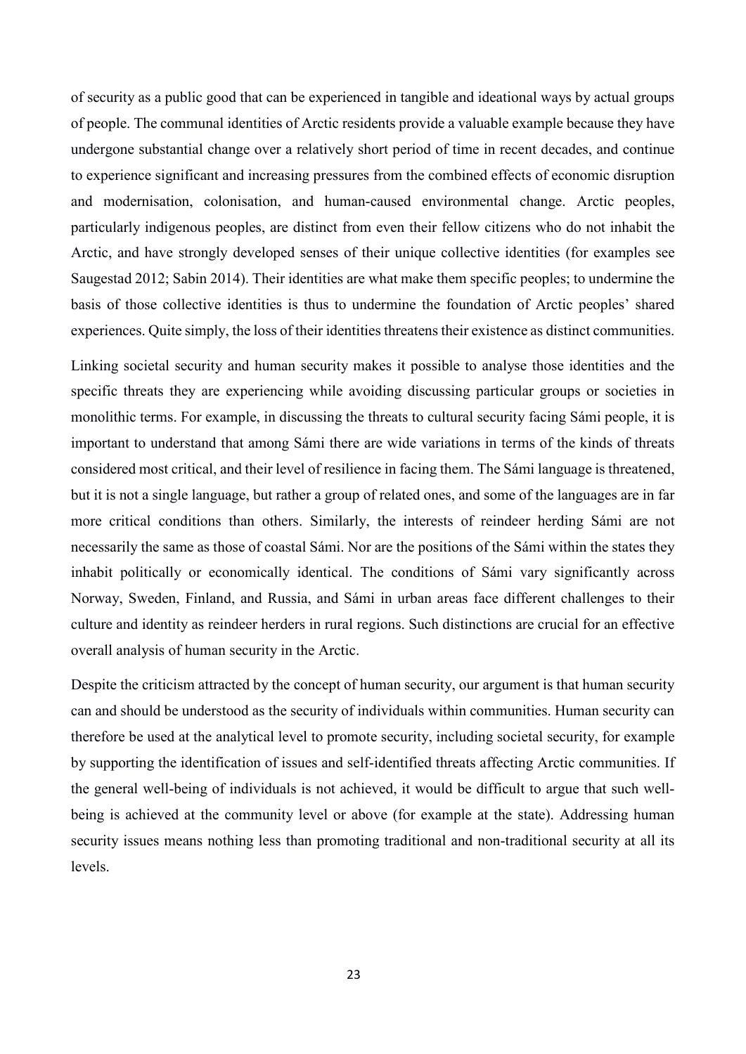of security as a public good that can be experienced in tangible and ideational ways by actual groups of people. The communal identities of Arctic residents provide a valuable example because they have undergone substantial change over a relatively short period of time in recent decades, and continue to experience significant and increasing pressures from the combined effects of economic disruption and modernisation, colonisation, and human-caused environmental change. Arctic peoples, particularly indigenous peoples, are distinct from even their fellow citizens who do not inhabit the Arctic, and have strongly developed senses of their unique collective identities (for examples see Saugestad 2012; Sabin 2014). Their identities are what make them specific peoples; to undermine the basis of those collective identities is thus to undermine the foundation of Arctic peoples' shared experiences. Quite simply, the loss of their identities threatens their existence as distinct communities.

Linking societal security and human security makes it possible to analyse those identities and the specific threats they are experiencing while avoiding discussing particular groups or societies in monolithic terms. For example, in discussing the threats to cultural security facing Sámi people, it is important to understand that among Sámi there are wide variations in terms of the kinds of threats considered most critical, and their level of resilience in facing them. The Sámi language is threatened, but it is not a single language, but rather a group of related ones, and some of the languages are in far more critical conditions than others. Similarly, the interests of reindeer herding Sámi are not necessarily the same as those of coastal Sámi. Nor are the positions of the Sámi within the states they inhabit politically or economically identical. The conditions of Sámi vary significantly across Norway, Sweden, Finland, and Russia, and Sámi in urban areas face different challenges to their culture and identity as reindeer herders in rural regions. Such distinctions are crucial for an effective overall analysis of human security in the Arctic.

Despite the criticism attracted by the concept of human security, our argument is that human security can and should be understood as the security of individuals within communities. Human security can therefore be used at the analytical level to promote security, including societal security, for example by supporting the identification of issues and self-identified threats affecting Arctic communities. If the general well-being of individuals is not achieved, it would be difficult to argue that such well-being is achieved at the community level or above (for example at the state). Addressing human security issues means nothing less than promoting traditional and non-traditional security at all its levels.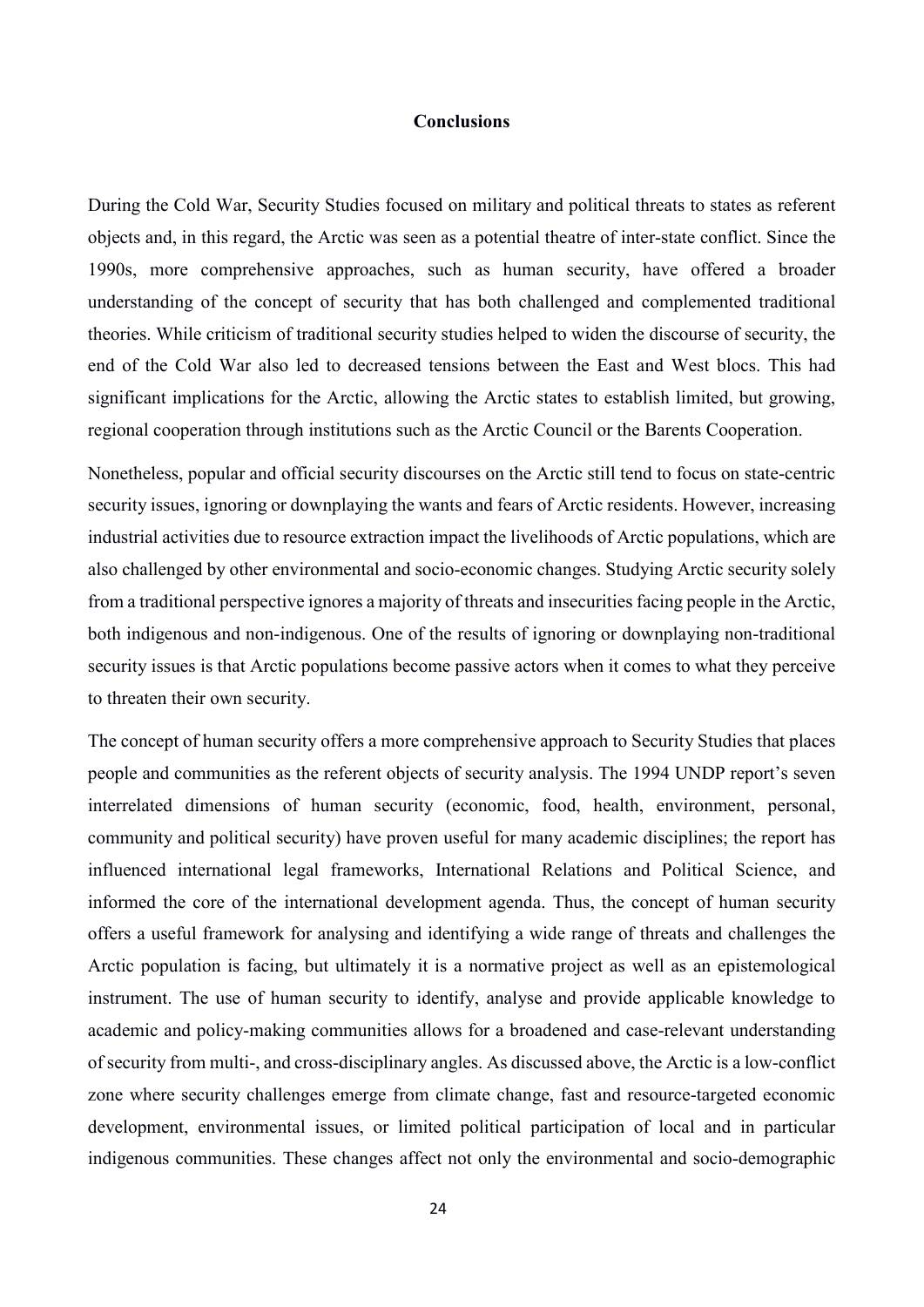# Conclusions

During the Cold War, Security Studies focused on military and political threats to states as referent objects and, in this regard, the Arctic was seen as a potential theatre of inter-state conflict. Since the 1990s, more comprehensive approaches, such as human security, have offered a broader understanding of the concept of security that has both challenged and complemented traditional theories. While criticism of traditional security studies helped to widen the discourse of security, the end of the Cold War also led to decreased tensions between the East and West blocs. This had significant implications for the Arctic, allowing the Arctic states to establish limited, but growing, regional cooperation through institutions such as the Arctic Council or the Barents Cooperation.

Nonetheless, popular and official security discourses on the Arctic still tend to focus on state-centric security issues, ignoring or downplaying the wants and fears of Arctic residents. However, increasing industrial activities due to resource extraction impact the livelihoods of Arctic populations, which are also challenged by other environmental and socio-economic changes. Studying Arctic security solely from a traditional perspective ignores a majority of threats and insecurities facing people in the Arctic, both indigenous and non-indigenous. One of the results of ignoring or downplaying non-traditional security issues is that Arctic populations become passive actors when it comes to what they perceive to threaten their own security.

The concept of human security offers a more comprehensive approach to Security Studies that places people and communities as the referent objects of security analysis. The 1994 UNDP report's seven interrelated dimensions of human security (economic, food, health, environment, personal, community and political security) have proven useful for many academic disciplines; the report has influenced international legal frameworks, International Relations and Political Science, and informed the core of the international development agenda. Thus, the concept of human security offers a useful framework for analysing and identifying a wide range of threats and challenges the Arctic population is facing, but ultimately it is a normative project as well as an epistemological instrument. The use of human security to identify, analyse and provide applicable knowledge to academic and policy-making communities allows for a broadened and case-relevant understanding of security from multi-, and cross-disciplinary angles. As discussed above, the Arctic is a low-conflict zone where security challenges emerge from climate change, fast and resource-targeted economic development, environmental issues, or limited political participation of local and in particular indigenous communities. These changes affect not only the environmental and socio-demographic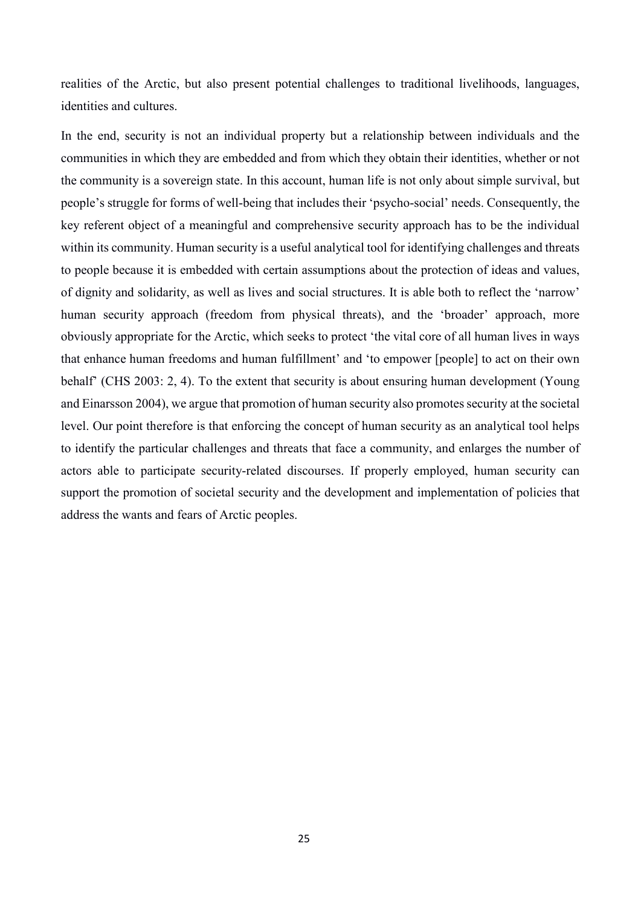realities of the Arctic, but also present potential challenges to traditional livelihoods, languages, identities and cultures.

In the end, security is not an individual property but a relationship between individuals and the communities in which they are embedded and from which they obtain their identities, whether or not the community is a sovereign state. In this account, human life is not only about simple survival, but people's struggle for forms of well-being that includes their 'psycho-social' needs. Consequently, the key referent object of a meaningful and comprehensive security approach has to be the individual within its community. Human security is a useful analytical tool for identifying challenges and threats to people because it is embedded with certain assumptions about the protection of ideas and values, of dignity and solidarity, as well as lives and social structures. It is able both to reflect the 'narrow' human security approach (freedom from physical threats), and the 'broader' approach, more obviously appropriate for the Arctic, which seeks to protect 'the vital core of all human lives in ways that enhance human freedoms and human fulfillment' and 'to empower [people] to act on their own behalf' (CHS 2003: 2, 4). To the extent that security is about ensuring human development (Young and Einarsson 2004), we argue that promotion of human security also promotes security at the societal level. Our point therefore is that enforcing the concept of human security as an analytical tool helps to identify the particular challenges and threats that face a community, and enlarges the number of actors able to participate security-related discourses. If properly employed, human security can support the promotion of societal security and the development and implementation of policies that address the wants and fears of Arctic peoples.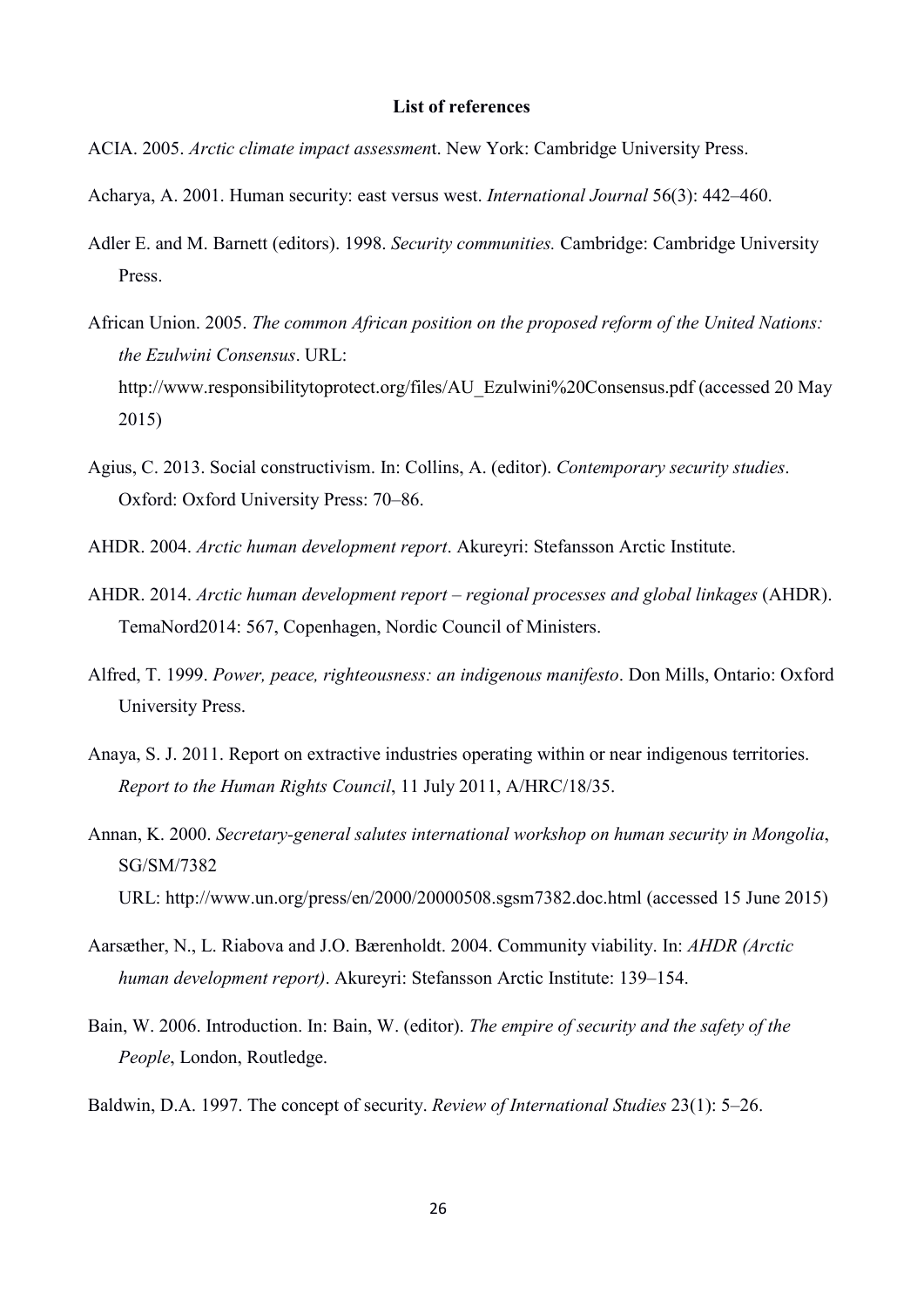**List of references**

ACIA. 2005. *Arctic climate impact assessment*. New York: Cambridge University Press.

Acharya, A. 2001. Human security: east versus west. *International Journal* 56(3): 442–460.

Adler E. and M. Barnett (editors). 1998. *Security communities.* Cambridge: Cambridge University Press.

African Union. 2005. *The common African position on the proposed reform of the United Nations: the Ezulwini Consensus*. URL: http://www.responsibilitytoprotect.org/files/AU_Ezulwini%20Consensus.pdf (accessed 20 May 2015)

Agius, C. 2013. Social constructivism. In: Collins, A. (editor). *Contemporary security studies*. Oxford: Oxford University Press: 70–86.

AHDR. 2004. *Arctic human development report*. Akureyri: Stefansson Arctic Institute.

AHDR. 2014. *Arctic human development report – regional processes and global linkages* (AHDR). TemaNord2014: 567, Copenhagen, Nordic Council of Ministers.

Alfred, T. 1999. *Power, peace, righteousness: an indigenous manifesto*. Don Mills, Ontario: Oxford University Press.

Anaya, S. J. 2011. Report on extractive industries operating within or near indigenous territories. *Report to the Human Rights Council*, 11 July 2011, A/HRC/18/35.

Annan, K. 2000. *Secretary-general salutes international workshop on human security in Mongolia*, SG/SM/7382
URL: http://www.un.org/press/en/2000/20000508.sgsm7382.doc.html (accessed 15 June 2015)

Aarsæther, N., L. Riabova and J.O. Bærenholdt. 2004. Community viability. In: *AHDR (Arctic human development report)*. Akureyri: Stefansson Arctic Institute: 139–154.

Bain, W. 2006. Introduction. In: Bain, W. (editor). *The empire of security and the safety of the People*, London, Routledge.

Baldwin, D.A. 1997. The concept of security. *Review of International Studies* 23(1): 5–26.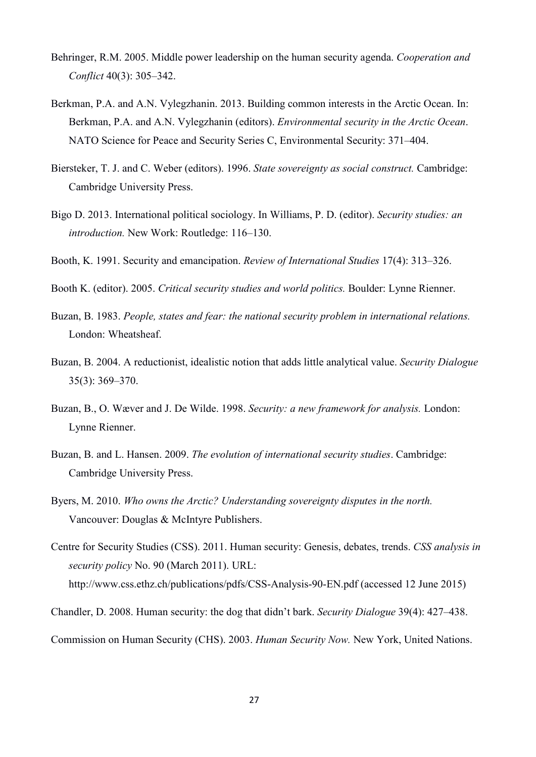Behringer, R.M. 2005. Middle power leadership on the human security agenda. *Cooperation and Conflict* 40(3): 305–342.

Berkman, P.A. and A.N. Vylegzhanin. 2013. Building common interests in the Arctic Ocean. In: Berkman, P.A. and A.N. Vylegzhanin (editors). *Environmental security in the Arctic Ocean*. NATO Science for Peace and Security Series C, Environmental Security: 371–404.

Biersteker, T. J. and C. Weber (editors). 1996. *State sovereignty as social construct.* Cambridge: Cambridge University Press.

Bigo D. 2013. International political sociology. In Williams, P. D. (editor). *Security studies: an introduction.* New Work: Routledge: 116–130.

Booth, K. 1991. Security and emancipation. *Review of International Studies* 17(4): 313–326.

Booth K. (editor). 2005. *Critical security studies and world politics.* Boulder: Lynne Rienner.

Buzan, B. 1983. *People, states and fear: the national security problem in international relations.* London: Wheatsheaf.

Buzan, B. 2004. A reductionist, idealistic notion that adds little analytical value. *Security Dialogue* 35(3): 369–370.

Buzan, B., O. Wæver and J. De Wilde. 1998. *Security: a new framework for analysis.* London: Lynne Rienner.

Buzan, B. and L. Hansen. 2009. *The evolution of international security studies*. Cambridge: Cambridge University Press.

Byers, M. 2010. *Who owns the Arctic? Understanding sovereignty disputes in the north.* Vancouver: Douglas & McIntyre Publishers.

Centre for Security Studies (CSS). 2011. Human security: Genesis, debates, trends. *CSS analysis in security policy* No. 90 (March 2011). URL: http://www.css.ethz.ch/publications/pdfs/CSS-Analysis-90-EN.pdf (accessed 12 June 2015)

Chandler, D. 2008. Human security: the dog that didn't bark. *Security Dialogue* 39(4): 427–438.

Commission on Human Security (CHS). 2003. *Human Security Now.* New York, United Nations.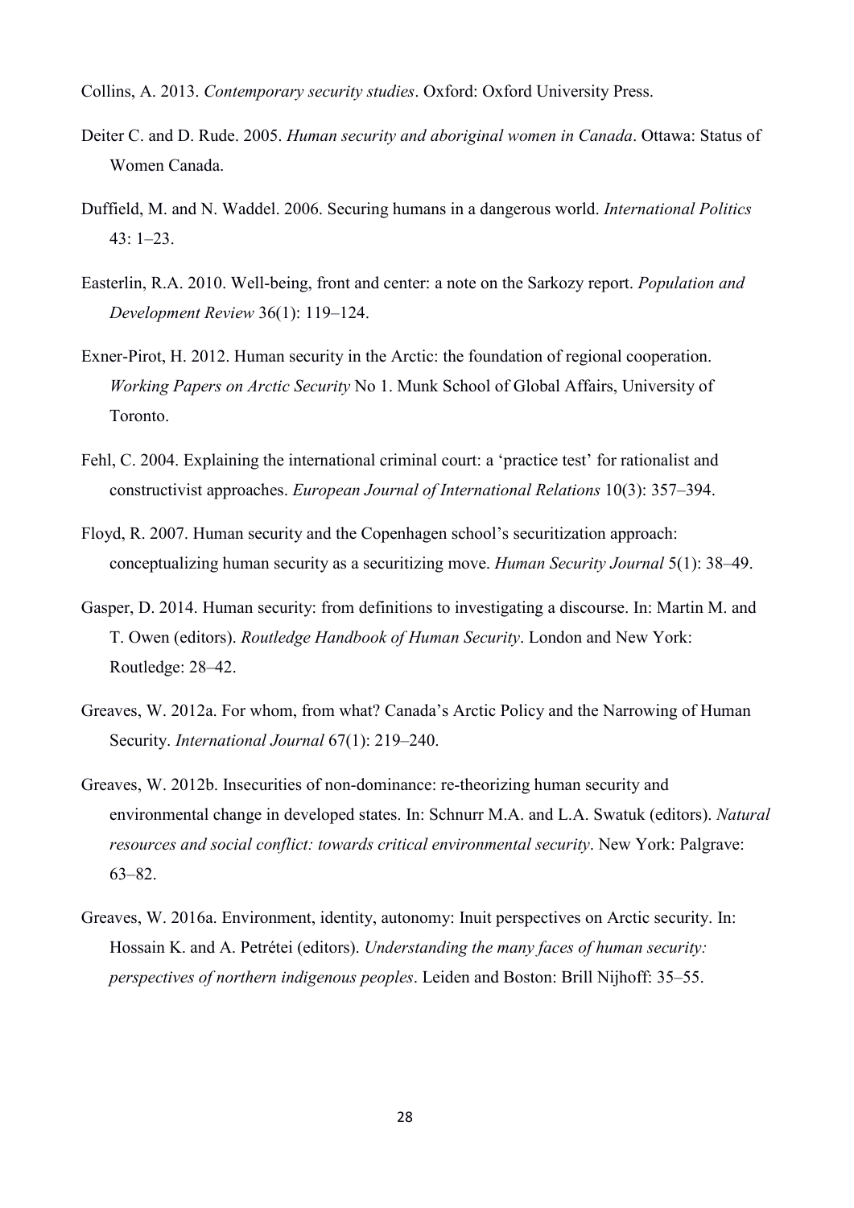Collins, A. 2013. *Contemporary security studies*. Oxford: Oxford University Press.

Deiter C. and D. Rude. 2005. *Human security and aboriginal women in Canada*. Ottawa: Status of Women Canada.

Duffield, M. and N. Waddel. 2006. Securing humans in a dangerous world. *International Politics* 43: 1–23.

Easterlin, R.A. 2010. Well-being, front and center: a note on the Sarkozy report. *Population and Development Review* 36(1): 119–124.

Exner-Pirot, H. 2012. Human security in the Arctic: the foundation of regional cooperation. *Working Papers on Arctic Security* No 1. Munk School of Global Affairs, University of Toronto.

Fehl, C. 2004. Explaining the international criminal court: a 'practice test' for rationalist and constructivist approaches. *European Journal of International Relations* 10(3): 357–394.

Floyd, R. 2007. Human security and the Copenhagen school's securitization approach: conceptualizing human security as a securitizing move. *Human Security Journal* 5(1): 38–49.

Gasper, D. 2014. Human security: from definitions to investigating a discourse. In: Martin M. and T. Owen (editors). *Routledge Handbook of Human Security*. London and New York: Routledge: 28–42.

Greaves, W. 2012a. For whom, from what? Canada's Arctic Policy and the Narrowing of Human Security. *International Journal* 67(1): 219–240.

Greaves, W. 2012b. Insecurities of non-dominance: re-theorizing human security and environmental change in developed states. In: Schnurr M.A. and L.A. Swatuk (editors). *Natural resources and social conflict: towards critical environmental security*. New York: Palgrave: 63–82.

Greaves, W. 2016a. Environment, identity, autonomy: Inuit perspectives on Arctic security. In: Hossain K. and A. Petrétei (editors). *Understanding the many faces of human security: perspectives of northern indigenous peoples*. Leiden and Boston: Brill Nijhoff: 35–55.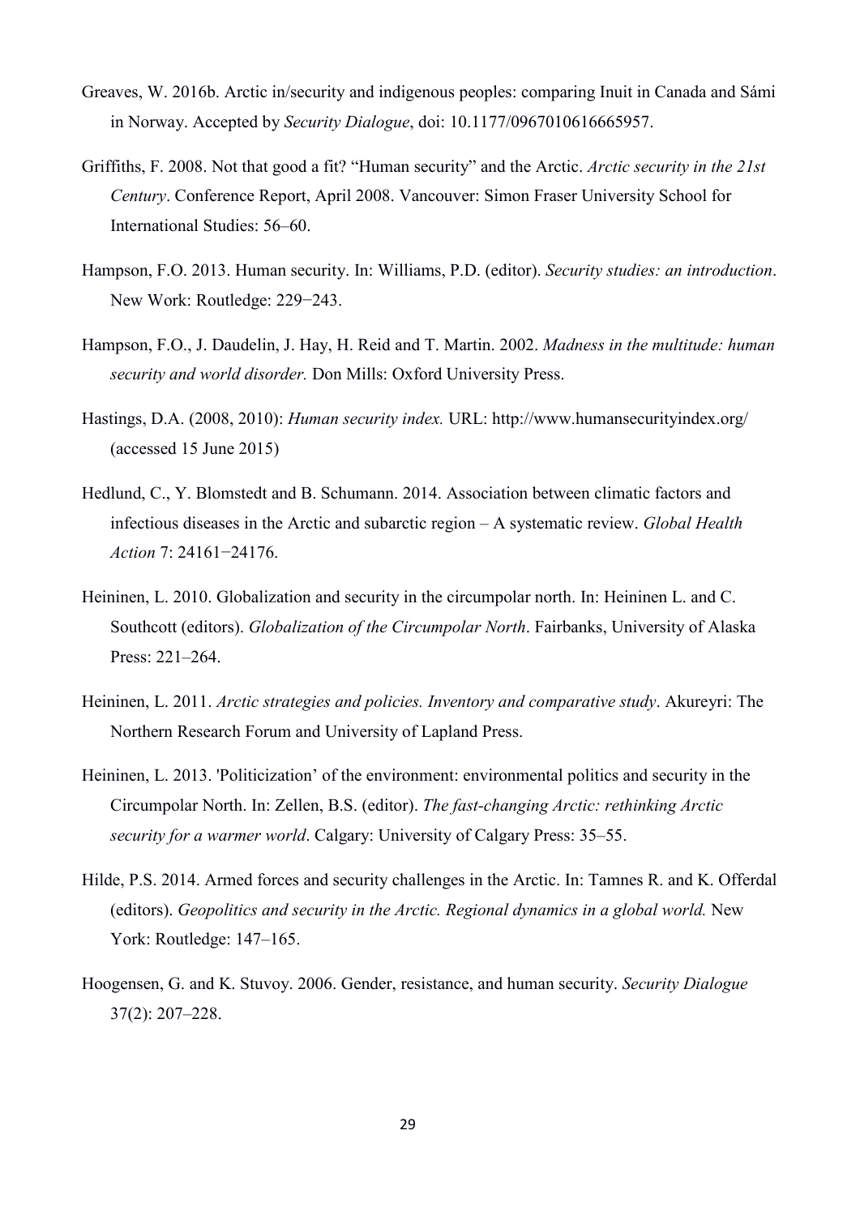Greaves, W. 2016b. Arctic in/security and indigenous peoples: comparing Inuit in Canada and Sámi in Norway. Accepted by *Security Dialogue*, doi: 10.1177/0967010616665957.

Griffiths, F. 2008. Not that good a fit? "Human security" and the Arctic. *Arctic security in the 21st Century*. Conference Report, April 2008. Vancouver: Simon Fraser University School for International Studies: 56–60.

Hampson, F.O. 2013. Human security. In: Williams, P.D. (editor). *Security studies: an introduction*. New Work: Routledge: 229−243.

Hampson, F.O., J. Daudelin, J. Hay, H. Reid and T. Martin. 2002. *Madness in the multitude: human security and world disorder.* Don Mills: Oxford University Press.

Hastings, D.A. (2008, 2010): *Human security index.* URL: http://www.humansecurityindex.org/ (accessed 15 June 2015)

Hedlund, C., Y. Blomstedt and B. Schumann. 2014. Association between climatic factors and infectious diseases in the Arctic and subarctic region – A systematic review. *Global Health Action* 7: 24161−24176.

Heininen, L. 2010. Globalization and security in the circumpolar north. In: Heininen L. and C. Southcott (editors). *Globalization of the Circumpolar North*. Fairbanks, University of Alaska Press: 221–264.

Heininen, L. 2011. *Arctic strategies and policies. Inventory and comparative study*. Akureyri: The Northern Research Forum and University of Lapland Press.

Heininen, L. 2013. 'Politicization' of the environment: environmental politics and security in the Circumpolar North. In: Zellen, B.S. (editor). *The fast-changing Arctic: rethinking Arctic security for a warmer world*. Calgary: University of Calgary Press: 35–55.

Hilde, P.S. 2014. Armed forces and security challenges in the Arctic. In: Tamnes R. and K. Offerdal (editors). *Geopolitics and security in the Arctic. Regional dynamics in a global world.* New York: Routledge: 147–165.

Hoogensen, G. and K. Stuvoy. 2006. Gender, resistance, and human security. *Security Dialogue* 37(2): 207–228.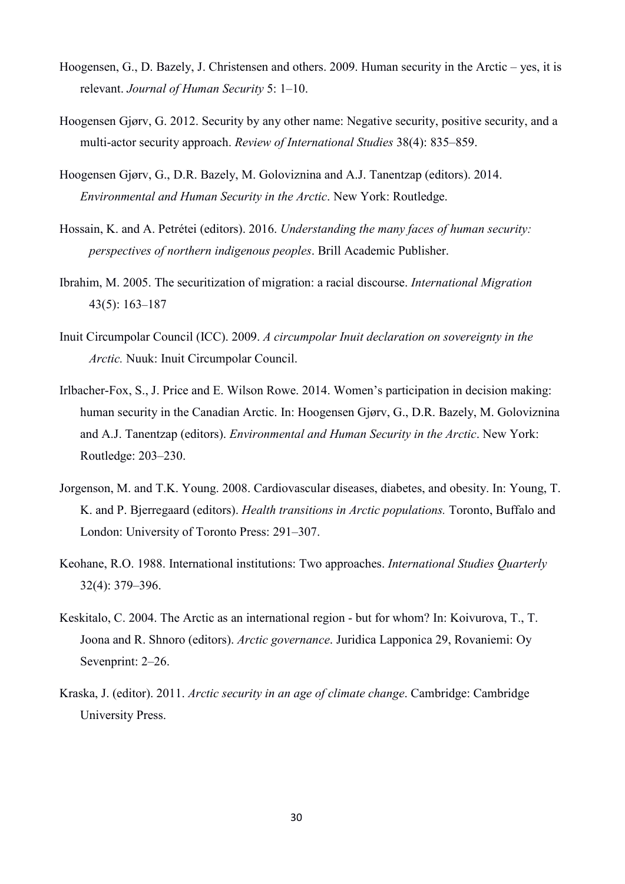Hoogensen, G., D. Bazely, J. Christensen and others. 2009. Human security in the Arctic – yes, it is relevant. *Journal of Human Security* 5: 1–10.

Hoogensen Gjørv, G. 2012. Security by any other name: Negative security, positive security, and a multi-actor security approach. *Review of International Studies* 38(4): 835–859.

Hoogensen Gjørv, G., D.R. Bazely, M. Goloviznina and A.J. Tanentzap (editors). 2014. *Environmental and Human Security in the Arctic*. New York: Routledge.

Hossain, K. and A. Petrétei (editors). 2016. *Understanding the many faces of human security: perspectives of northern indigenous peoples*. Brill Academic Publisher.

Ibrahim, M. 2005. The securitization of migration: a racial discourse. *International Migration* 43(5): 163–187

Inuit Circumpolar Council (ICC). 2009. *A circumpolar Inuit declaration on sovereignty in the Arctic.* Nuuk: Inuit Circumpolar Council.

Irlbacher-Fox, S., J. Price and E. Wilson Rowe. 2014. Women's participation in decision making: human security in the Canadian Arctic. In: Hoogensen Gjørv, G., D.R. Bazely, M. Goloviznina and A.J. Tanentzap (editors). *Environmental and Human Security in the Arctic*. New York: Routledge: 203–230.

Jorgenson, M. and T.K. Young. 2008. Cardiovascular diseases, diabetes, and obesity. In: Young, T. K. and P. Bjerregaard (editors). *Health transitions in Arctic populations.* Toronto, Buffalo and London: University of Toronto Press: 291–307.

Keohane, R.O. 1988. International institutions: Two approaches. *International Studies Quarterly* 32(4): 379–396.

Keskitalo, C. 2004. The Arctic as an international region - but for whom? In: Koivurova, T., T. Joona and R. Shnoro (editors). *Arctic governance*. Juridica Lapponica 29, Rovaniemi: Oy Sevenprint: 2–26.

Kraska, J. (editor). 2011. *Arctic security in an age of climate change*. Cambridge: Cambridge University Press.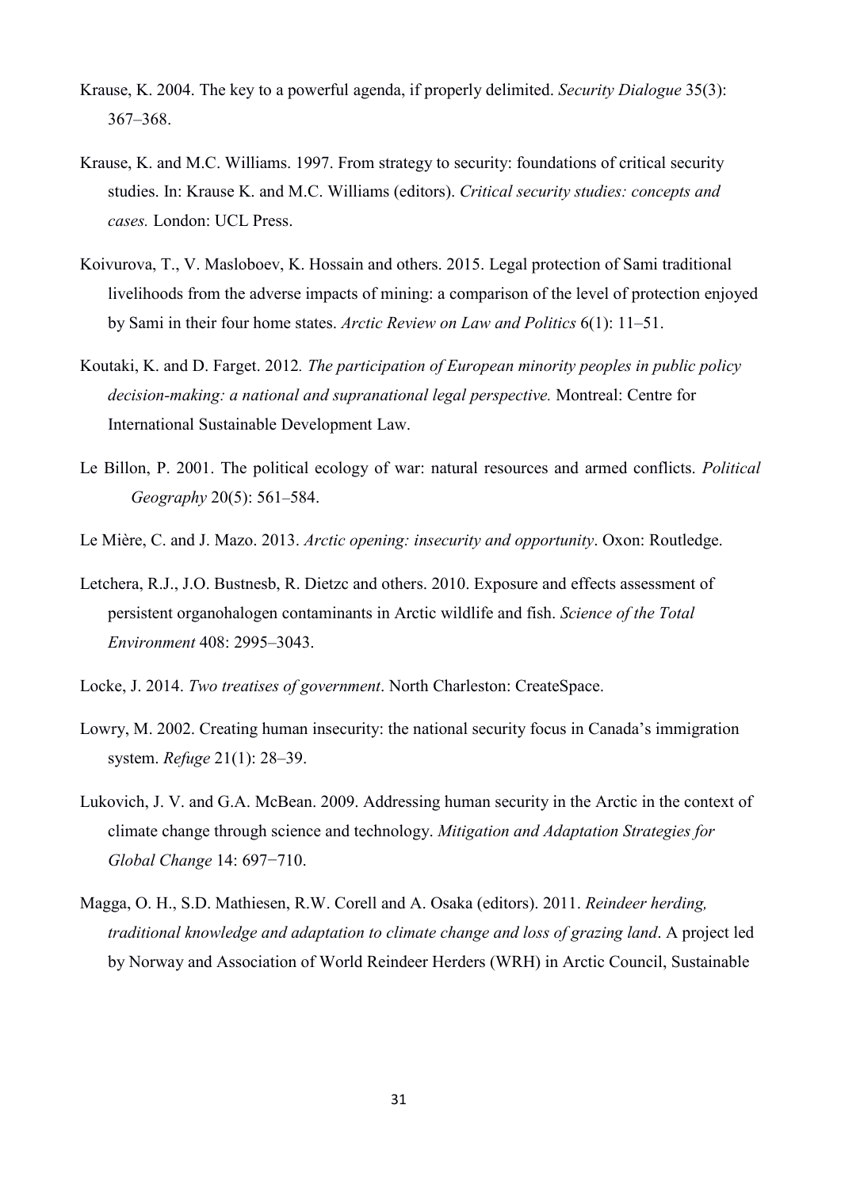Krause, K. 2004. The key to a powerful agenda, if properly delimited. *Security Dialogue* 35(3): 367–368.

Krause, K. and M.C. Williams. 1997. From strategy to security: foundations of critical security studies. In: Krause K. and M.C. Williams (editors). *Critical security studies: concepts and cases.* London: UCL Press.

Koivurova, T., V. Masloboev, K. Hossain and others. 2015. Legal protection of Sami traditional livelihoods from the adverse impacts of mining: a comparison of the level of protection enjoyed by Sami in their four home states. *Arctic Review on Law and Politics* 6(1): 11–51.

Koutaki, K. and D. Farget. 2012*. The participation of European minority peoples in public policy decision-making: a national and supranational legal perspective.* Montreal: Centre for International Sustainable Development Law.

Le Billon, P. 2001. The political ecology of war: natural resources and armed conflicts. *Political Geography* 20(5): 561–584.

Le Mière, C. and J. Mazo. 2013. *Arctic opening: insecurity and opportunity*. Oxon: Routledge.

Letchera, R.J., J.O. Bustnesb, R. Dietzc and others. 2010. Exposure and effects assessment of persistent organohalogen contaminants in Arctic wildlife and fish. *Science of the Total Environment* 408: 2995–3043.

Locke, J. 2014. *Two treatises of government*. North Charleston: CreateSpace.

Lowry, M. 2002. Creating human insecurity: the national security focus in Canada's immigration system. *Refuge* 21(1): 28–39.

Lukovich, J. V. and G.A. McBean. 2009. Addressing human security in the Arctic in the context of climate change through science and technology. *Mitigation and Adaptation Strategies for Global Change* 14: 697−710.

Magga, O. H., S.D. Mathiesen, R.W. Corell and A. Osaka (editors). 2011. *Reindeer herding, traditional knowledge and adaptation to climate change and loss of grazing land*. A project led by Norway and Association of World Reindeer Herders (WRH) in Arctic Council, Sustainable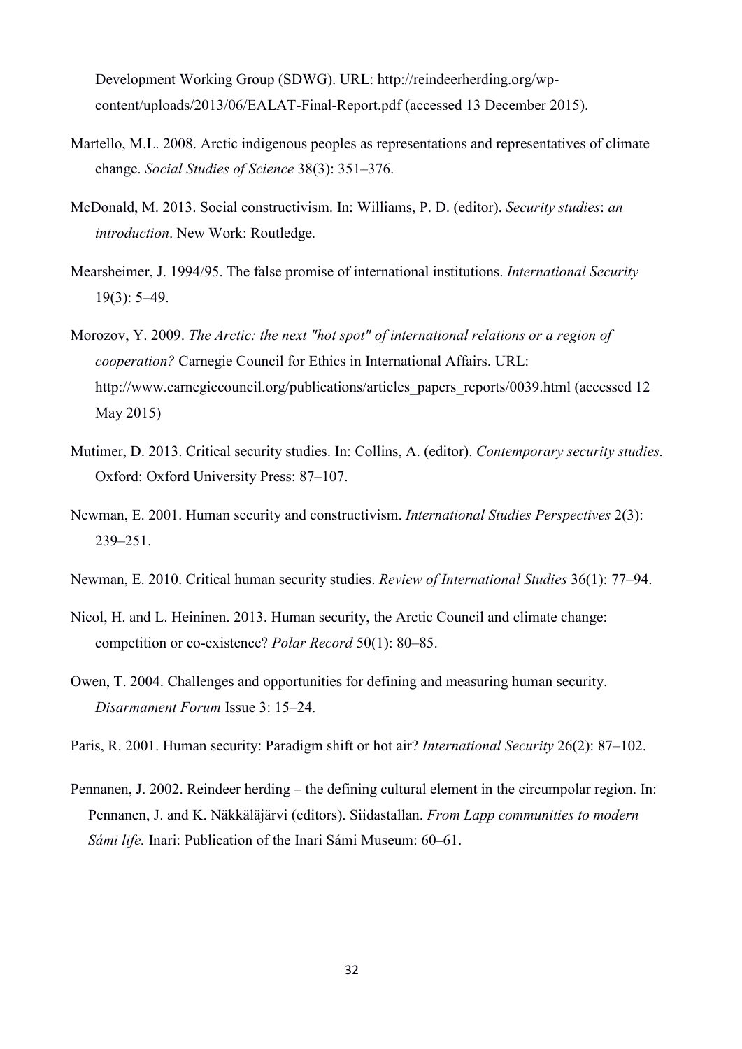Development Working Group (SDWG). URL: http://reindeerherding.org/wp-content/uploads/2013/06/EALAT-Final-Report.pdf (accessed 13 December 2015).

Martello, M.L. 2008. Arctic indigenous peoples as representations and representatives of climate change. *Social Studies of Science* 38(3): 351–376.

McDonald, M. 2013. Social constructivism. In: Williams, P. D. (editor). *Security studies*: *an introduction*. New Work: Routledge.

Mearsheimer, J. 1994/95. The false promise of international institutions. *International Security* 19(3): 5–49.

Morozov, Y. 2009. *The Arctic: the next "hot spot" of international relations or a region of cooperation?* Carnegie Council for Ethics in International Affairs. URL: http://www.carnegiecouncil.org/publications/articles_papers_reports/0039.html (accessed 12 May 2015)

Mutimer, D. 2013. Critical security studies. In: Collins, A. (editor). *Contemporary security studies.* Oxford: Oxford University Press: 87–107.

Newman, E. 2001. Human security and constructivism. *International Studies Perspectives* 2(3): 239–251.

Newman, E. 2010. Critical human security studies. *Review of International Studies* 36(1): 77–94.

Nicol, H. and L. Heininen. 2013. Human security, the Arctic Council and climate change: competition or co-existence? *Polar Record* 50(1): 80–85.

Owen, T. 2004. Challenges and opportunities for defining and measuring human security. *Disarmament Forum* Issue 3: 15–24.

Paris, R. 2001. Human security: Paradigm shift or hot air? *International Security* 26(2): 87–102.

Pennanen, J. 2002. Reindeer herding – the defining cultural element in the circumpolar region. In: Pennanen, J. and K. Näkkäläjärvi (editors). Siidastallan. *From Lapp communities to modern Sámi life.* Inari: Publication of the Inari Sámi Museum: 60–61.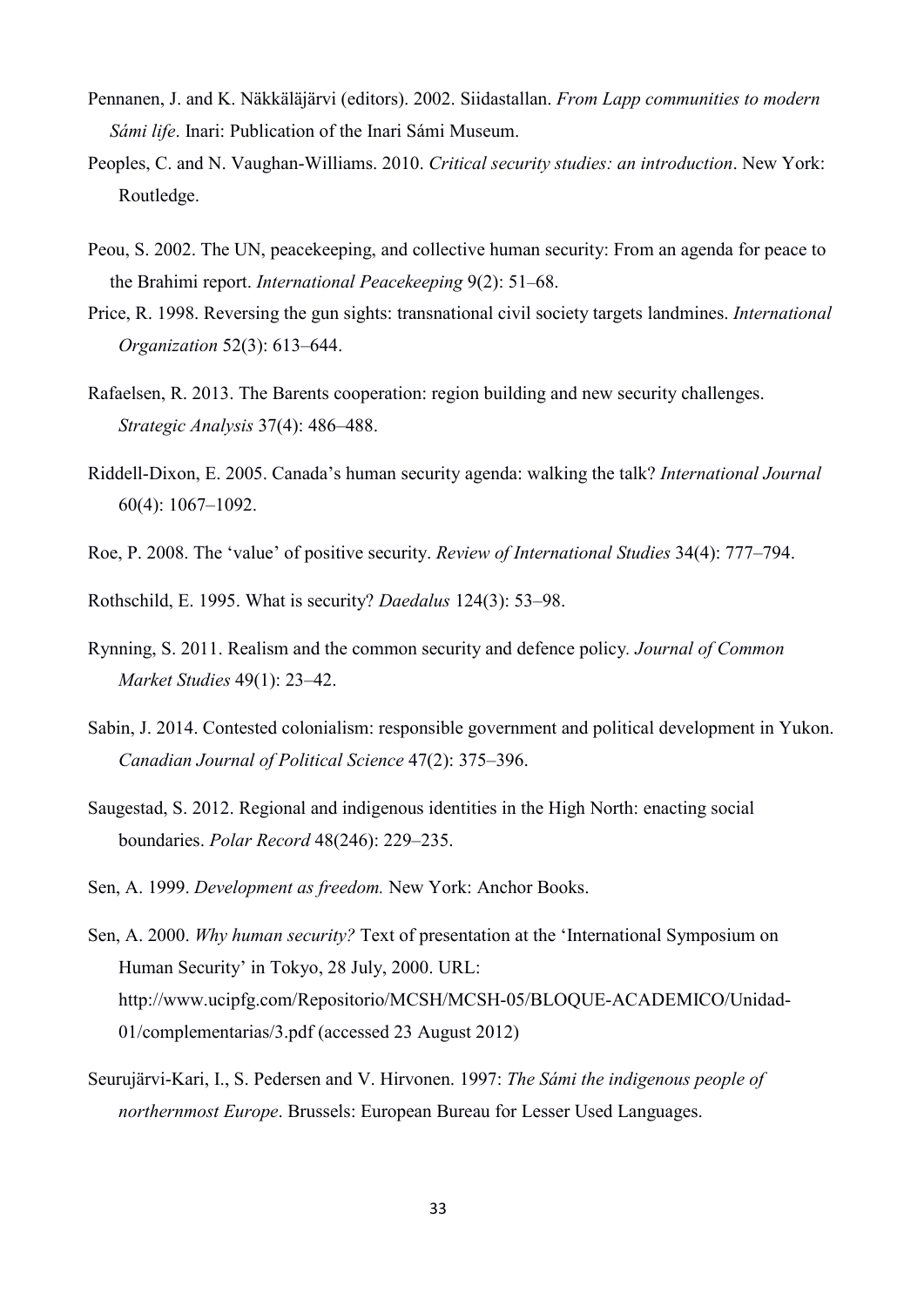Pennanen, J. and K. Näkkäläjärvi (editors). 2002. Siidastallan. *From Lapp communities to modern Sámi life*. Inari: Publication of the Inari Sámi Museum.

Peoples, C. and N. Vaughan-Williams. 2010. *Critical security studies: an introduction*. New York: Routledge.

Peou, S. 2002. The UN, peacekeeping, and collective human security: From an agenda for peace to the Brahimi report. *International Peacekeeping* 9(2): 51–68.

Price, R. 1998. Reversing the gun sights: transnational civil society targets landmines. *International Organization* 52(3): 613–644.

Rafaelsen, R. 2013. The Barents cooperation: region building and new security challenges. *Strategic Analysis* 37(4): 486–488.

Riddell-Dixon, E. 2005. Canada's human security agenda: walking the talk? *International Journal* 60(4): 1067–1092.

Roe, P. 2008. The 'value' of positive security. *Review of International Studies* 34(4): 777–794.

Rothschild, E. 1995. What is security? *Daedalus* 124(3): 53–98.

Rynning, S. 2011. Realism and the common security and defence policy. *Journal of Common Market Studies* 49(1): 23–42.

Sabin, J. 2014. Contested colonialism: responsible government and political development in Yukon. *Canadian Journal of Political Science* 47(2): 375–396.

Saugestad, S. 2012. Regional and indigenous identities in the High North: enacting social boundaries. *Polar Record* 48(246): 229–235.

Sen, A. 1999. *Development as freedom.* New York: Anchor Books.

Sen, A. 2000. *Why human security?* Text of presentation at the 'International Symposium on Human Security' in Tokyo, 28 July, 2000. URL: http://www.ucipfg.com/Repositorio/MCSH/MCSH-05/BLOQUE-ACADEMICO/Unidad-01/complementarias/3.pdf (accessed 23 August 2012)

Seurujärvi-Kari, I., S. Pedersen and V. Hirvonen. 1997: *The Sámi the indigenous people of northernmost Europe*. Brussels: European Bureau for Lesser Used Languages.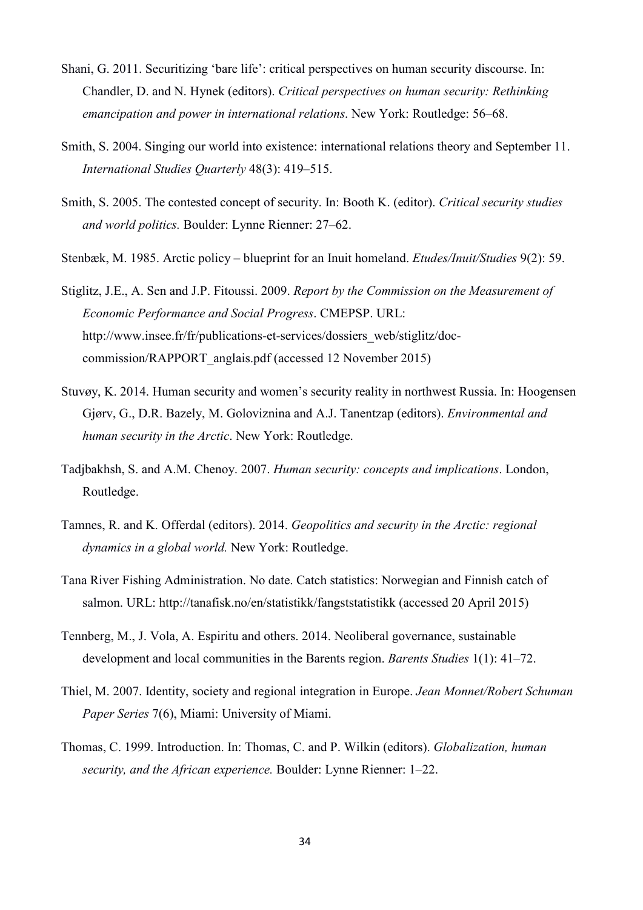Shani, G. 2011. Securitizing 'bare life': critical perspectives on human security discourse. In: Chandler, D. and N. Hynek (editors). *Critical perspectives on human security: Rethinking emancipation and power in international relations*. New York: Routledge: 56–68.

Smith, S. 2004. Singing our world into existence: international relations theory and September 11. *International Studies Quarterly* 48(3): 419–515.

Smith, S. 2005. The contested concept of security. In: Booth K. (editor). *Critical security studies and world politics.* Boulder: Lynne Rienner: 27–62.

Stenbæk, M. 1985. Arctic policy – blueprint for an Inuit homeland. *Etudes/Inuit/Studies* 9(2): 59.

Stiglitz, J.E., A. Sen and J.P. Fitoussi. 2009. *Report by the Commission on the Measurement of Economic Performance and Social Progress*. CMEPSP. URL: http://www.insee.fr/fr/publications-et-services/dossiers_web/stiglitz/doc-commission/RAPPORT_anglais.pdf (accessed 12 November 2015)

Stuvøy, K. 2014. Human security and women's security reality in northwest Russia. In: Hoogensen Gjørv, G., D.R. Bazely, M. Goloviznina and A.J. Tanentzap (editors). *Environmental and human security in the Arctic*. New York: Routledge.

Tadjbakhsh, S. and A.M. Chenoy. 2007. *Human security: concepts and implications*. London, Routledge.

Tamnes, R. and K. Offerdal (editors). 2014. *Geopolitics and security in the Arctic: regional dynamics in a global world.* New York: Routledge.

Tana River Fishing Administration. No date. Catch statistics: Norwegian and Finnish catch of salmon. URL: http://tanafisk.no/en/statistikk/fangststatistikk (accessed 20 April 2015)

Tennberg, M., J. Vola, A. Espiritu and others. 2014. Neoliberal governance, sustainable development and local communities in the Barents region. *Barents Studies* 1(1): 41–72.

Thiel, M. 2007. Identity, society and regional integration in Europe. *Jean Monnet/Robert Schuman Paper Series* 7(6), Miami: University of Miami.

Thomas, C. 1999. Introduction. In: Thomas, C. and P. Wilkin (editors). *Globalization, human security, and the African experience.* Boulder: Lynne Rienner: 1–22.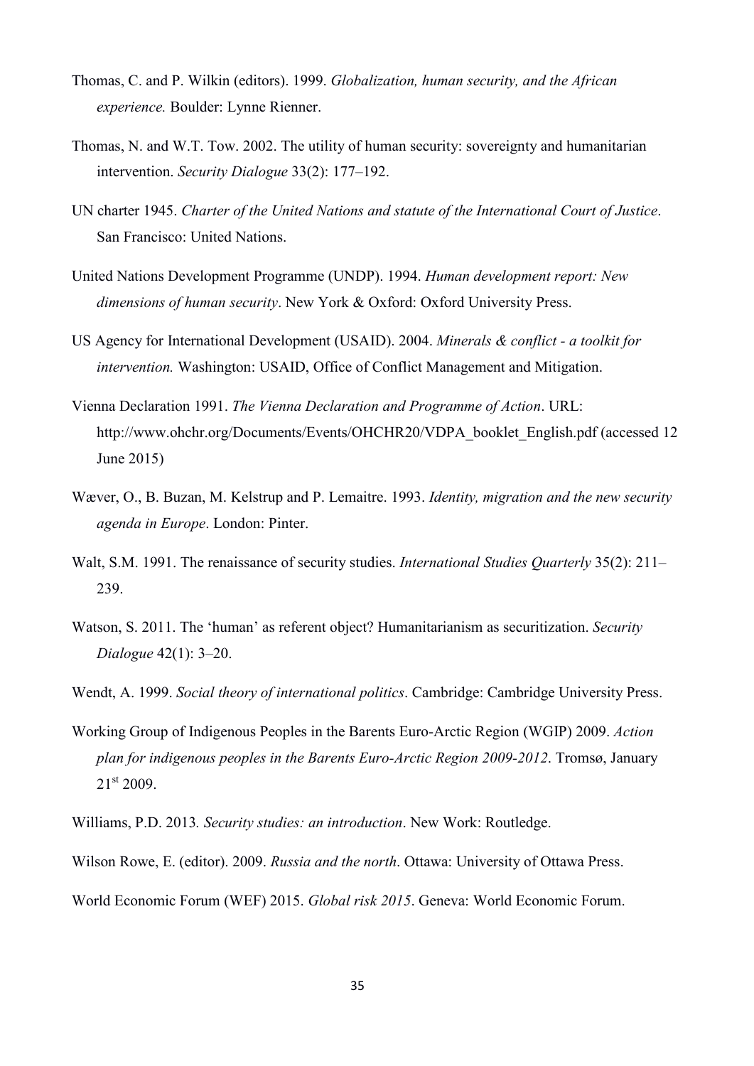Thomas, C. and P. Wilkin (editors). 1999. *Globalization, human security, and the African experience.* Boulder: Lynne Rienner.

Thomas, N. and W.T. Tow. 2002. The utility of human security: sovereignty and humanitarian intervention. *Security Dialogue* 33(2): 177–192.

UN charter 1945. *Charter of the United Nations and statute of the International Court of Justice*. San Francisco: United Nations.

United Nations Development Programme (UNDP). 1994. *Human development report: New dimensions of human security*. New York & Oxford: Oxford University Press.

US Agency for International Development (USAID). 2004. *Minerals & conflict - a toolkit for intervention.* Washington: USAID, Office of Conflict Management and Mitigation.

Vienna Declaration 1991. *The Vienna Declaration and Programme of Action*. URL: http://www.ohchr.org/Documents/Events/OHCHR20/VDPA_booklet_English.pdf (accessed 12 June 2015)

Wæver, O., B. Buzan, M. Kelstrup and P. Lemaitre. 1993. *Identity, migration and the new security agenda in Europe*. London: Pinter.

Walt, S.M. 1991. The renaissance of security studies. *International Studies Quarterly* 35(2): 211–239.

Watson, S. 2011. The 'human' as referent object? Humanitarianism as securitization. *Security Dialogue* 42(1): 3–20.

Wendt, A. 1999. *Social theory of international politics*. Cambridge: Cambridge University Press.

Working Group of Indigenous Peoples in the Barents Euro-Arctic Region (WGIP) 2009. *Action plan for indigenous peoples in the Barents Euro-Arctic Region 2009-2012*. Tromsø, January 21st 2009.

Williams, P.D. 2013*. Security studies: an introduction*. New Work: Routledge.

Wilson Rowe, E. (editor). 2009. *Russia and the north*. Ottawa: University of Ottawa Press.

World Economic Forum (WEF) 2015. *Global risk 2015*. Geneva: World Economic Forum.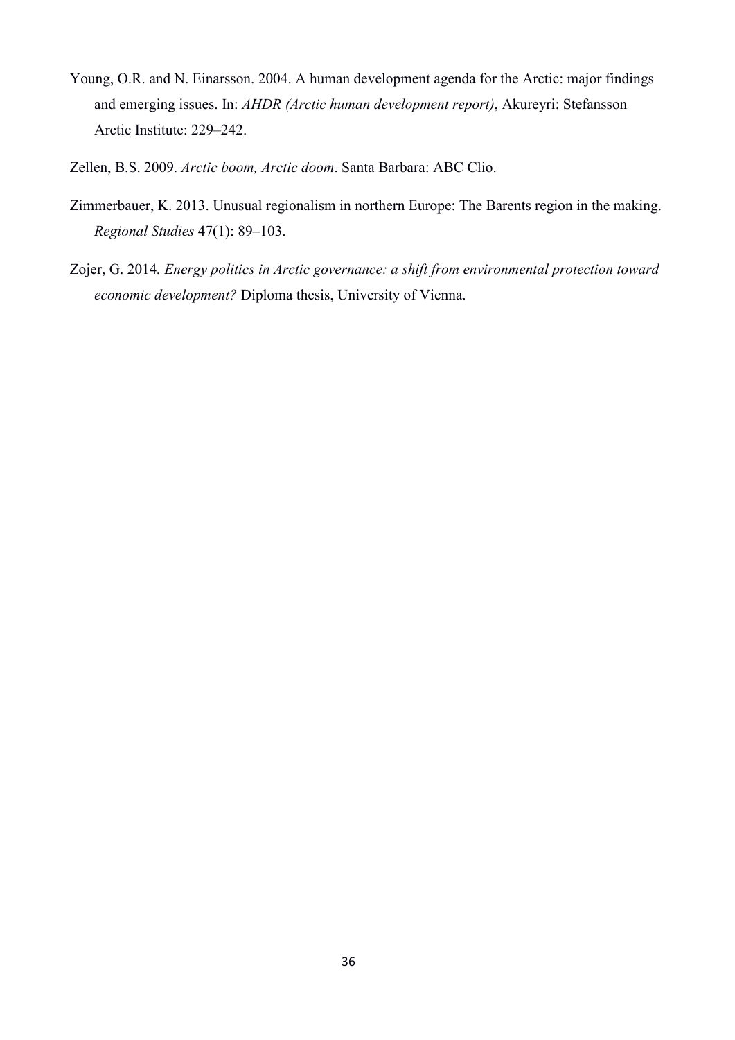Young, O.R. and N. Einarsson. 2004. A human development agenda for the Arctic: major findings and emerging issues. In: *AHDR (Arctic human development report)*, Akureyri: Stefansson Arctic Institute: 229–242.

Zellen, B.S. 2009. *Arctic boom, Arctic doom*. Santa Barbara: ABC Clio.

Zimmerbauer, K. 2013. Unusual regionalism in northern Europe: The Barents region in the making. *Regional Studies* 47(1): 89–103.

Zojer, G. 2014*. Energy politics in Arctic governance: a shift from environmental protection toward economic development?* Diploma thesis, University of Vienna.